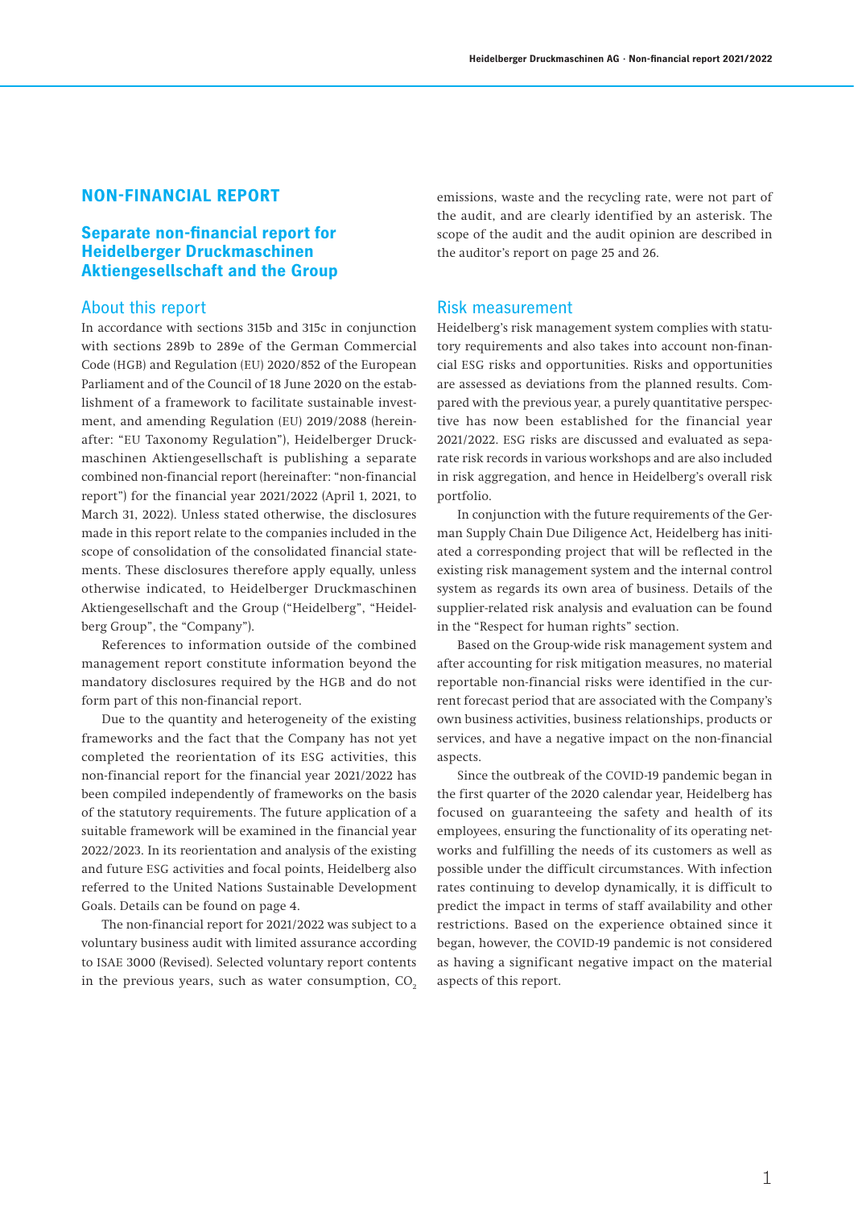# NON-FINANCIAL REPORT

## Separate non-financial report for Heidelberger Druckmaschinen Aktiengesellschaft and the Group

### About this report

In accordance with sections 315b and 315c in conjunction with sections 289b to 289e of the German Commercial Code (HGB) and Regulation (EU) 2020/852 of the European Parliament and of the Council of 18 June 2020 on the establishment of a framework to facilitate sustainable investment, and amending Regulation (EU) 2019/2088 (hereinafter: "EU Taxonomy Regulation"), Heidelberger Druckmaschinen Aktiengesellschaft is publishing a separate combined non-financial report (hereinafter: "non-financial report") for the financial year 2021/2022 (April 1, 2021, to March 31, 2022). Unless stated otherwise, the disclosures made in this report relate to the companies included in the scope of consolidation of the consolidated financial statements. These disclosures therefore apply equally, unless otherwise indicated, to Heidelberger Druckmaschinen Aktiengesellschaft and the Group ("Heidelberg", "Heidelberg Group", the "Company").

References to information outside of the combined management report constitute information beyond the mandatory disclosures required by the HGB and do not form part of this non-financial report.

Due to the quantity and heterogeneity of the existing frameworks and the fact that the Company has not yet completed the reorientation of its ESG activities, this non-financial report for the financial year 2021/2022 has been compiled independently of frameworks on the basis of the statutory requirements. The future application of a suitable framework will be examined in the financial year 2022/2023. In its reorientation and analysis of the existing and future ESG activities and focal points, Heidelberg also referred to the United Nations Sustainable Development Goals. Details can be found on page 4.

The non-financial report for 2021/2022 was subject to a voluntary business audit with limited assurance according to ISAE 3000 (Revised). Selected voluntary report contents in the previous years, such as water consumption, $CO_2$ emissions, waste and the recycling rate, were not part of the audit, and are clearly identified by an asterisk. The scope of the audit and the audit opinion are described in the auditor's report on page 25 and 26.

### Risk measurement

Heidelberg's risk management system complies with statutory requirements and also takes into account non-financial ESG risks and opportunities. Risks and opportunities are assessed as deviations from the planned results. Compared with the previous year, a purely quantitative perspective has now been established for the financial year 2021/2022. ESG risks are discussed and evaluated as separate risk records in various workshops and are also included in risk aggregation, and hence in Heidelberg's overall risk portfolio.

In conjunction with the future requirements of the German Supply Chain Due Diligence Act, Heidelberg has initiated a corresponding project that will be reflected in the existing risk management system and the internal control system as regards its own area of business. Details of the supplier-related risk analysis and evaluation can be found in the "Respect for human rights" section.

Based on the Group-wide risk management system and after accounting for risk mitigation measures, no material reportable non-financial risks were identified in the current forecast period that are associated with the Company's own business activities, business relationships, products or services, and have a negative impact on the non-financial aspects.

Since the outbreak of the COVID-19 pandemic began in the first quarter of the 2020 calendar year, Heidelberg has focused on guaranteeing the safety and health of its employees, ensuring the functionality of its operating networks and fulfilling the needs of its customers as well as possible under the difficult circumstances. With infection rates continuing to develop dynamically, it is difficult to predict the impact in terms of staff availability and other restrictions. Based on the experience obtained since it began, however, the COVID-19 pandemic is not considered as having a significant negative impact on the material aspects of this report.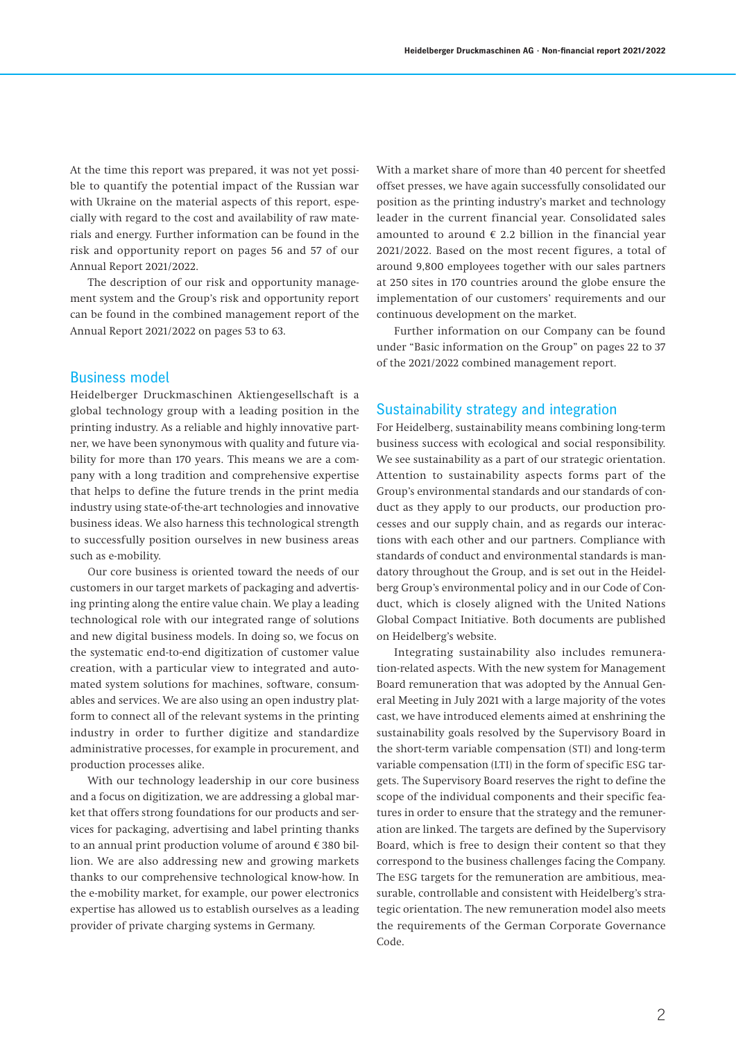At the time this report was prepared, it was not yet possible to quantify the potential impact of the Russian war with Ukraine on the material aspects of this report, especially with regard to the cost and availability of raw materials and energy. Further information can be found in the risk and opportunity report on pages 56 and 57 of our Annual Report 2021/2022.

The description of our risk and opportunity management system and the Group's risk and opportunity report can be found in the combined management report of the Annual Report 2021/2022 on pages 53 to 63.

## Business model

Heidelberger Druckmaschinen Aktiengesellschaft is a global technology group with a leading position in the printing industry. As a reliable and highly innovative partner, we have been synonymous with quality and future viability for more than 170 years. This means we are a company with a long tradition and comprehensive expertise that helps to define the future trends in the print media industry using state-of-the-art technologies and innovative business ideas. We also harness this technological strength to successfully position ourselves in new business areas such as e-mobility.

Our core business is oriented toward the needs of our customers in our target markets of packaging and advertising printing along the entire value chain. We play a leading technological role with our integrated range of solutions and new digital business models. In doing so, we focus on the systematic end-to-end digitization of customer value creation, with a particular view to integrated and automated system solutions for machines, software, consumables and services. We are also using an open industry platform to connect all of the relevant systems in the printing industry in order to further digitize and standardize administrative processes, for example in procurement, and production processes alike.

With our technology leadership in our core business and a focus on digitization, we are addressing a global market that offers strong foundations for our products and services for packaging, advertising and label printing thanks to an annual print production volume of around € 380 billion. We are also addressing new and growing markets thanks to our comprehensive technological know-how. In the e-mobility market, for example, our power electronics expertise has allowed us to establish ourselves as a leading provider of private charging systems in Germany.

With a market share of more than 40 percent for sheetfed offset presses, we have again successfully consolidated our position as the printing industry's market and technology leader in the current financial year. Consolidated sales amounted to around € 2.2 billion in the financial year 2021/2022. Based on the most recent figures, a total of around 9,800 employees together with our sales partners at 250 sites in 170 countries around the globe ensure the implementation of our customers' requirements and our continuous development on the market.

Further information on our Company can be found under "Basic information on the Group" on pages 22 to 37 of the 2021/2022 combined management report.

## Sustainability strategy and integration

For Heidelberg, sustainability means combining long-term business success with ecological and social responsibility. We see sustainability as a part of our strategic orientation. Attention to sustainability aspects forms part of the Group's environmental standards and our standards of conduct as they apply to our products, our production processes and our supply chain, and as regards our interactions with each other and our partners. Compliance with standards of conduct and environmental standards is mandatory throughout the Group, and is set out in the Heidelberg Group's environmental policy and in our Code of Conduct, which is closely aligned with the United Nations Global Compact Initiative. Both documents are published on Heidelberg's website.

Integrating sustainability also includes remuneration-related aspects. With the new system for Management Board remuneration that was adopted by the Annual General Meeting in July 2021 with a large majority of the votes cast, we have introduced elements aimed at enshrining the sustainability goals resolved by the Supervisory Board in the short-term variable compensation (STI) and long-term variable compensation (LTI) in the form of specific ESG targets. The Supervisory Board reserves the right to define the scope of the individual components and their specific features in order to ensure that the strategy and the remuneration are linked. The targets are defined by the Supervisory Board, which is free to design their content so that they correspond to the business challenges facing the Company. The ESG targets for the remuneration are ambitious, measurable, controllable and consistent with Heidelberg's strategic orientation. The new remuneration model also meets the requirements of the German Corporate Governance Code.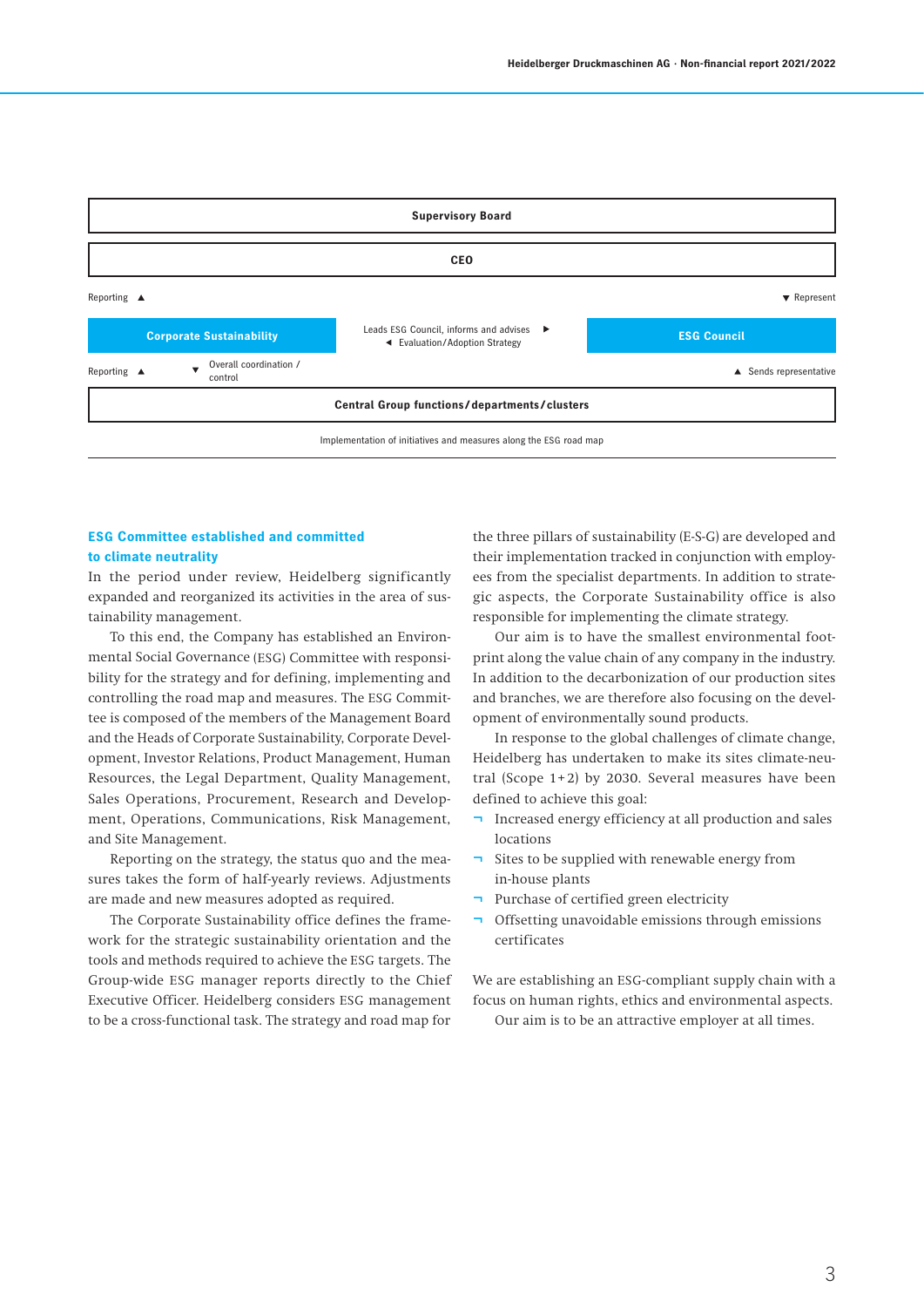Supervisory Board

CEO

Reporting ▲ ▼ Represent

Corporate Sustainability | Leads ESG Council, informs and advises ▶ ◀ Evaluation/Adoption Strategy | ESG Council

Reporting ▲ ▼ Overall coordination / control ▲ Sends representative

Central Group functions/departments/clusters

Implementation of initiatives and measures along the ESG road map

## ESG Committee established and committed to climate neutrality

In the period under review, Heidelberg significantly expanded and reorganized its activities in the area of sustainability management.

To this end, the Company has established an Environmental Social Governance (ESG) Committee with responsibility for the strategy and for defining, implementing and controlling the road map and measures. The ESG Committee is composed of the members of the Management Board and the Heads of Corporate Sustainability, Corporate Development, Investor Relations, Product Management, Human Resources, the Legal Department, Quality Management, Sales Operations, Procurement, Research and Development, Operations, Communications, Risk Management, and Site Management.

Reporting on the strategy, the status quo and the measures takes the form of half-yearly reviews. Adjustments are made and new measures adopted as required.

The Corporate Sustainability office defines the framework for the strategic sustainability orientation and the tools and methods required to achieve the ESG targets. The Group-wide ESG manager reports directly to the Chief Executive Officer. Heidelberg considers ESG management to be a cross-functional task. The strategy and road map for the three pillars of sustainability (E-S-G) are developed and their implementation tracked in conjunction with employees from the specialist departments. In addition to strategic aspects, the Corporate Sustainability office is also responsible for implementing the climate strategy.

Our aim is to have the smallest environmental footprint along the value chain of any company in the industry. In addition to the decarbonization of our production sites and branches, we are therefore also focusing on the development of environmentally sound products.

In response to the global challenges of climate change, Heidelberg has undertaken to make its sites climate-neutral (Scope 1+2) by 2030. Several measures have been defined to achieve this goal:

- Increased energy efficiency at all production and sales locations
- Sites to be supplied with renewable energy from in-house plants
- Purchase of certified green electricity
- Offsetting unavoidable emissions through emissions certificates

We are establishing an ESG-compliant supply chain with a focus on human rights, ethics and environmental aspects.

Our aim is to be an attractive employer at all times.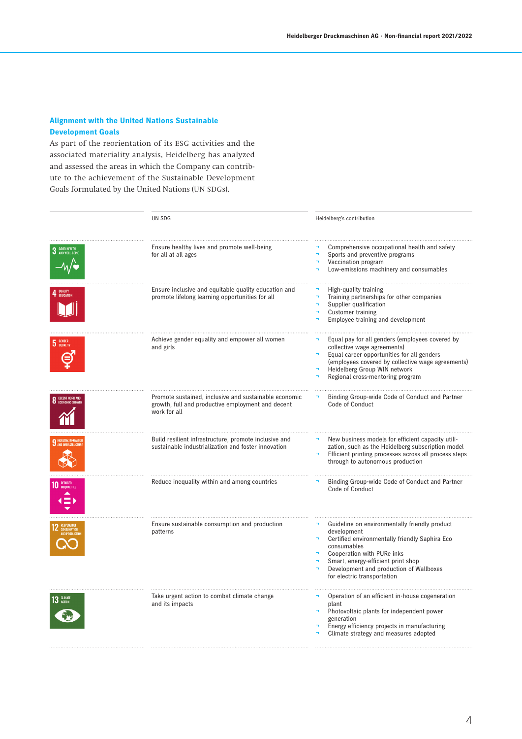## Alignment with the United Nations Sustainable Development Goals

As part of the reorientation of its ESG activities and the associated materiality analysis, Heidelberg has analyzed and assessed the areas in which the Company can contribute to the achievement of the Sustainable Development Goals formulated by the United Nations (UN SDGs).

| | UN SDG | Heidelberg's contribution |
|---|---|---|
| 3 GOOD HEALTH AND WELL-BEING | Ensure healthy lives and promote well-being for all at all ages | ¬ Comprehensive occupational health and safety<br>¬ Sports and preventive programs<br>¬ Vaccination program<br>¬ Low-emissions machinery and consumables |
| 4 QUALITY EDUCATION | Ensure inclusive and equitable quality education and promote lifelong learning opportunities for all | ¬ High-quality training<br>¬ Training partnerships for other companies<br>¬ Supplier qualification<br>¬ Customer training<br>¬ Employee training and development |
| 5 GENDER EQUALITY | Achieve gender equality and empower all women and girls | ¬ Equal pay for all genders (employees covered by collective wage agreements)<br>¬ Equal career opportunities for all genders (employees covered by collective wage agreements)<br>¬ Heidelberg Group WIN network<br>¬ Regional cross-mentoring program |
| 8 DECENT WORK AND ECONOMIC GROWTH | Promote sustained, inclusive and sustainable economic growth, full and productive employment and decent work for all | ¬ Binding Group-wide Code of Conduct and Partner Code of Conduct |
| 9 INDUSTRY, INNOVATION AND INFRASTRUCTURE | Build resilient infrastructure, promote inclusive and sustainable industrialization and foster innovation | ¬ New business models for efficient capacity utilization, such as the Heidelberg subscription model<br>¬ Efficient printing processes across all process steps through to autonomous production |
| 10 REDUCED INEQUALITIES | Reduce inequality within and among countries | ¬ Binding Group-wide Code of Conduct and Partner Code of Conduct |
| 12 RESPONSIBLE CONSUMPTION AND PRODUCTION | Ensure sustainable consumption and production patterns | ¬ Guideline on environmentally friendly product development<br>¬ Certified environmentally friendly Saphira Eco consumables<br>¬ Cooperation with PURe inks<br>¬ Smart, energy-efficient print shop<br>¬ Development and production of Wallboxes for electric transportation |
| 13 CLIMATE ACTION | Take urgent action to combat climate change and its impacts | ¬ Operation of an efficient in-house cogeneration plant<br>¬ Photovoltaic plants for independent power generation<br>¬ Energy efficiency projects in manufacturing<br>¬ Climate strategy and measures adopted |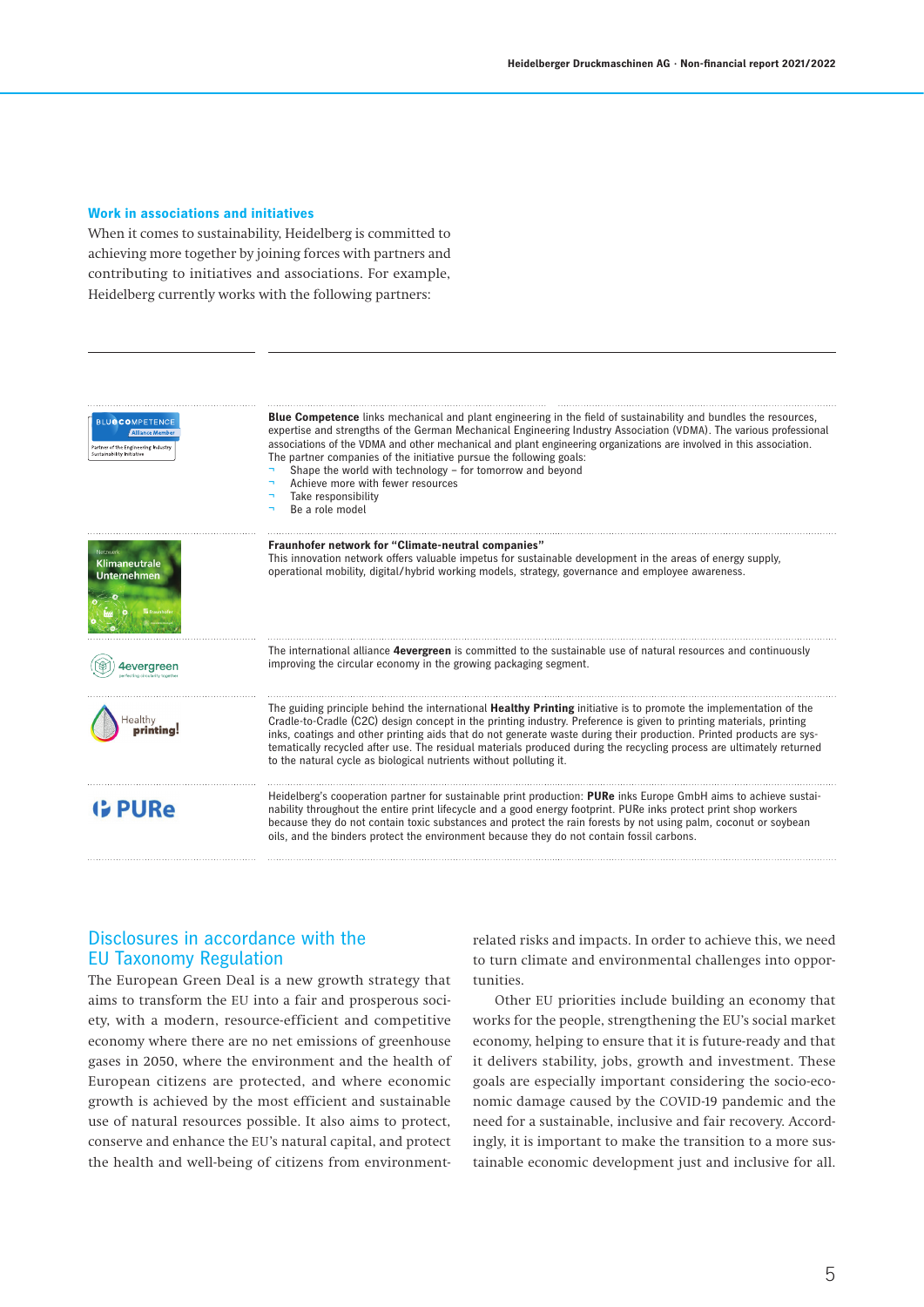### Work in associations and initiatives

When it comes to sustainability, Heidelberg is committed to achieving more together by joining forces with partners and contributing to initiatives and associations. For example, Heidelberg currently works with the following partners:

**Blue Competence** links mechanical and plant engineering in the field of sustainability and bundles the resources, expertise and strengths of the German Mechanical Engineering Industry Association (VDMA). The various professional associations of the VDMA and other mechanical and plant engineering organizations are involved in this association. The partner companies of the initiative pursue the following goals:

- Shape the world with technology – for tomorrow and beyond
- Achieve more with fewer resources
- Take responsibility
- Be a role model

**Fraunhofer network for "Climate-neutral companies"**
This innovation network offers valuable impetus for sustainable development in the areas of energy supply, operational mobility, digital/hybrid working models, strategy, governance and employee awareness.

The international alliance **4evergreen** is committed to the sustainable use of natural resources and continuously improving the circular economy in the growing packaging segment.

The guiding principle behind the international **Healthy Printing** initiative is to promote the implementation of the Cradle-to-Cradle (C2C) design concept in the printing industry. Preference is given to printing materials, printing inks, coatings and other printing aids that do not generate waste during their production. Printed products are systematically recycled after use. The residual materials produced during the recycling process are ultimately returned to the natural cycle as biological nutrients without polluting it.

Heidelberg's cooperation partner for sustainable print production: **PURe** inks Europe GmbH aims to achieve sustainability throughout the entire print lifecycle and a good energy footprint. PURe inks protect print shop workers because they do not contain toxic substances and protect the rain forests by not using palm, coconut or soybean oils, and the binders protect the environment because they do not contain fossil carbons.

## Disclosures in accordance with the EU Taxonomy Regulation

The European Green Deal is a new growth strategy that aims to transform the EU into a fair and prosperous society, with a modern, resource-efficient and competitive economy where there are no net emissions of greenhouse gases in 2050, where the environment and the health of European citizens are protected, and where economic growth is achieved by the most efficient and sustainable use of natural resources possible. It also aims to protect, conserve and enhance the EU's natural capital, and protect the health and well-being of citizens from environment-related risks and impacts. In order to achieve this, we need to turn climate and environmental challenges into opportunities.

Other EU priorities include building an economy that works for the people, strengthening the EU's social market economy, helping to ensure that it is future-ready and that it delivers stability, jobs, growth and investment. These goals are especially important considering the socio-economic damage caused by the COVID-19 pandemic and the need for a sustainable, inclusive and fair recovery. Accordingly, it is important to make the transition to a more sustainable economic development just and inclusive for all.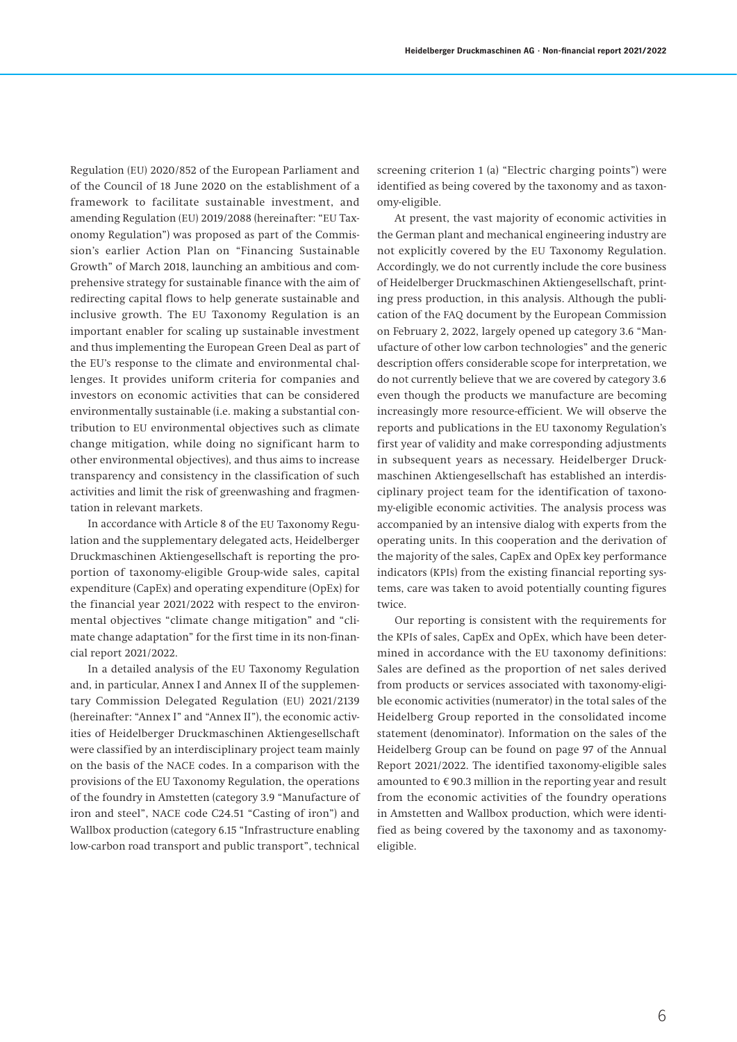Regulation (EU) 2020/852 of the European Parliament and of the Council of 18 June 2020 on the establishment of a framework to facilitate sustainable investment, and amending Regulation (EU) 2019/2088 (hereinafter: "EU Taxonomy Regulation") was proposed as part of the Commission's earlier Action Plan on "Financing Sustainable Growth" of March 2018, launching an ambitious and comprehensive strategy for sustainable finance with the aim of redirecting capital flows to help generate sustainable and inclusive growth. The EU Taxonomy Regulation is an important enabler for scaling up sustainable investment and thus implementing the European Green Deal as part of the EU's response to the climate and environmental challenges. It provides uniform criteria for companies and investors on economic activities that can be considered environmentally sustainable (i.e. making a substantial contribution to EU environmental objectives such as climate change mitigation, while doing no significant harm to other environmental objectives), and thus aims to increase transparency and consistency in the classification of such activities and limit the risk of greenwashing and fragmentation in relevant markets.

In accordance with Article 8 of the EU Taxonomy Regulation and the supplementary delegated acts, Heidelberger Druckmaschinen Aktiengesellschaft is reporting the proportion of taxonomy-eligible Group-wide sales, capital expenditure (CapEx) and operating expenditure (OpEx) for the financial year 2021/2022 with respect to the environmental objectives "climate change mitigation" and "climate change adaptation" for the first time in its non-financial report 2021/2022.

In a detailed analysis of the EU Taxonomy Regulation and, in particular, Annex I and Annex II of the supplementary Commission Delegated Regulation (EU) 2021/2139 (hereinafter: "Annex I" and "Annex II"), the economic activities of Heidelberger Druckmaschinen Aktiengesellschaft were classified by an interdisciplinary project team mainly on the basis of the NACE codes. In a comparison with the provisions of the EU Taxonomy Regulation, the operations of the foundry in Amstetten (category 3.9 "Manufacture of iron and steel", NACE code C24.51 "Casting of iron") and Wallbox production (category 6.15 "Infrastructure enabling low-carbon road transport and public transport", technical screening criterion 1 (a) "Electric charging points") were identified as being covered by the taxonomy and as taxonomy-eligible.

At present, the vast majority of economic activities in the German plant and mechanical engineering industry are not explicitly covered by the EU Taxonomy Regulation. Accordingly, we do not currently include the core business of Heidelberger Druckmaschinen Aktiengesellschaft, printing press production, in this analysis. Although the publication of the FAQ document by the European Commission on February 2, 2022, largely opened up category 3.6 "Manufacture of other low carbon technologies" and the generic description offers considerable scope for interpretation, we do not currently believe that we are covered by category 3.6 even though the products we manufacture are becoming increasingly more resource-efficient. We will observe the reports and publications in the EU taxonomy Regulation's first year of validity and make corresponding adjustments in subsequent years as necessary. Heidelberger Druckmaschinen Aktiengesellschaft has established an interdisciplinary project team for the identification of taxonomy-eligible economic activities. The analysis process was accompanied by an intensive dialog with experts from the operating units. In this cooperation and the derivation of the majority of the sales, CapEx and OpEx key performance indicators (KPIs) from the existing financial reporting systems, care was taken to avoid potentially counting figures twice.

Our reporting is consistent with the requirements for the KPIs of sales, CapEx and OpEx, which have been determined in accordance with the EU taxonomy definitions: Sales are defined as the proportion of net sales derived from products or services associated with taxonomy-eligible economic activities (numerator) in the total sales of the Heidelberg Group reported in the consolidated income statement (denominator). Information on the sales of the Heidelberg Group can be found on page 97 of the Annual Report 2021/2022. The identified taxonomy-eligible sales amounted to € 90.3 million in the reporting year and result from the economic activities of the foundry operations in Amstetten and Wallbox production, which were identified as being covered by the taxonomy and as taxonomy-eligible.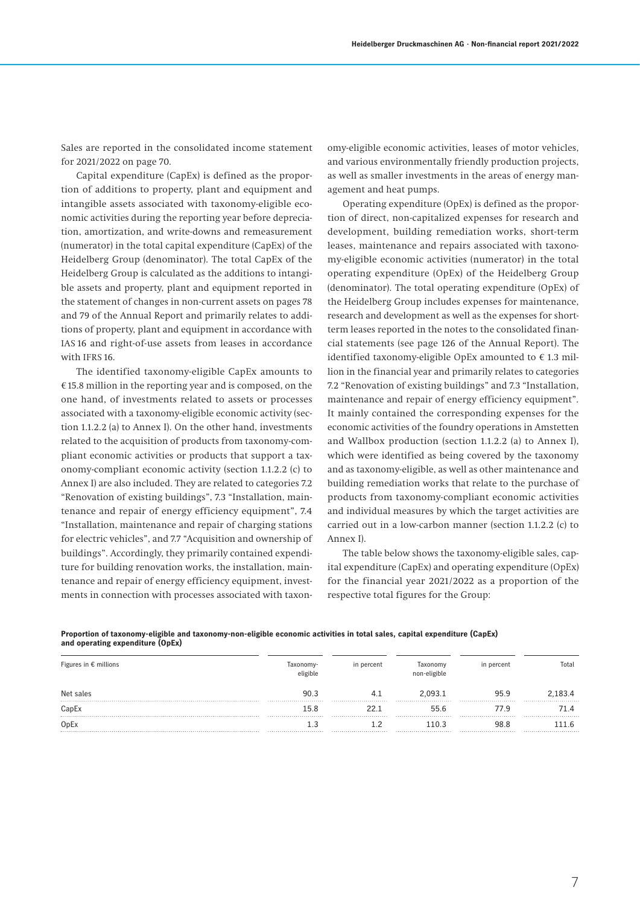Sales are reported in the consolidated income statement for 2021/2022 on page 70.

Capital expenditure (CapEx) is defined as the proportion of additions to property, plant and equipment and intangible assets associated with taxonomy-eligible economic activities during the reporting year before depreciation, amortization, and write-downs and remeasurement (numerator) in the total capital expenditure (CapEx) of the Heidelberg Group (denominator). The total CapEx of the Heidelberg Group is calculated as the additions to intangible assets and property, plant and equipment reported in the statement of changes in non-current assets on pages 78 and 79 of the Annual Report and primarily relates to additions of property, plant and equipment in accordance with IAS 16 and right-of-use assets from leases in accordance with IFRS 16.

The identified taxonomy-eligible CapEx amounts to € 15.8 million in the reporting year and is composed, on the one hand, of investments related to assets or processes associated with a taxonomy-eligible economic activity (section 1.1.2.2 (a) to Annex I). On the other hand, investments related to the acquisition of products from taxonomy-compliant economic activities or products that support a taxonomy-compliant economic activity (section 1.1.2.2 (c) to Annex I) are also included. They are related to categories 7.2 "Renovation of existing buildings", 7.3 "Installation, maintenance and repair of energy efficiency equipment", 7.4 "Installation, maintenance and repair of charging stations for electric vehicles", and 7.7 "Acquisition and ownership of buildings". Accordingly, they primarily contained expenditure for building renovation works, the installation, maintenance and repair of energy efficiency equipment, investments in connection with processes associated with taxonomy-eligible economic activities, leases of motor vehicles, and various environmentally friendly production projects, as well as smaller investments in the areas of energy management and heat pumps.

Operating expenditure (OpEx) is defined as the proportion of direct, non-capitalized expenses for research and development, building remediation works, short-term leases, maintenance and repairs associated with taxonomy-eligible economic activities (numerator) in the total operating expenditure (OpEx) of the Heidelberg Group (denominator). The total operating expenditure (OpEx) of the Heidelberg Group includes expenses for maintenance, research and development as well as the expenses for short-term leases reported in the notes to the consolidated financial statements (see page 126 of the Annual Report). The identified taxonomy-eligible OpEx amounted to € 1.3 million in the financial year and primarily relates to categories 7.2 "Renovation of existing buildings" and 7.3 "Installation, maintenance and repair of energy efficiency equipment". It mainly contained the corresponding expenses for the economic activities of the foundry operations in Amstetten and Wallbox production (section 1.1.2.2 (a) to Annex I), which were identified as being covered by the taxonomy and as taxonomy-eligible, as well as other maintenance and building remediation works that relate to the purchase of products from taxonomy-compliant economic activities and individual measures by which the target activities are carried out in a low-carbon manner (section 1.1.2.2 (c) to Annex I).

The table below shows the taxonomy-eligible sales, capital expenditure (CapEx) and operating expenditure (OpEx) for the financial year 2021/2022 as a proportion of the respective total figures for the Group:

**Proportion of taxonomy-eligible and taxonomy-non-eligible economic activities in total sales, capital expenditure (CapEx) and operating expenditure (OpEx)**

| Figures in € millions | Taxonomy-eligible | in percent | Taxonomy non-eligible | in percent | Total |
|---|---|---|---|---|---|
| Net sales | 90.3 | 4.1 | 2,093.1 | 95.9 | 2,183.4 |
| CapEx | 15.8 | 22.1 | 55.6 | 77.9 | 71.4 |
| OpEx | 1.3 | 1.2 | 110.3 | 98.8 | 111.6 |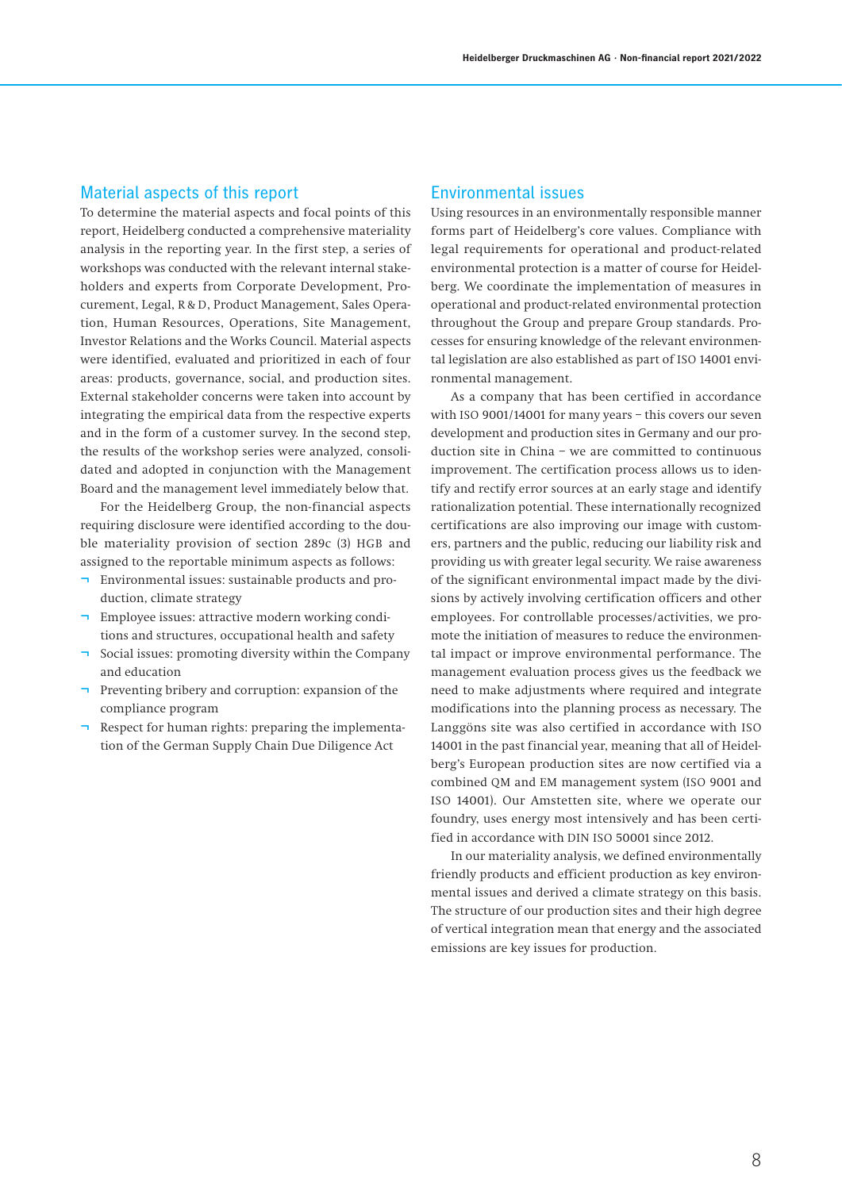## Material aspects of this report

To determine the material aspects and focal points of this report, Heidelberg conducted a comprehensive materiality analysis in the reporting year. In the first step, a series of workshops was conducted with the relevant internal stakeholders and experts from Corporate Development, Procurement, Legal, R & D, Product Management, Sales Operation, Human Resources, Operations, Site Management, Investor Relations and the Works Council. Material aspects were identified, evaluated and prioritized in each of four areas: products, governance, social, and production sites. External stakeholder concerns were taken into account by integrating the empirical data from the respective experts and in the form of a customer survey. In the second step, the results of the workshop series were analyzed, consolidated and adopted in conjunction with the Management Board and the management level immediately below that.

For the Heidelberg Group, the non-financial aspects requiring disclosure were identified according to the double materiality provision of section 289c (3) HGB and assigned to the reportable minimum aspects as follows:

- Environmental issues: sustainable products and production, climate strategy
- Employee issues: attractive modern working conditions and structures, occupational health and safety
- Social issues: promoting diversity within the Company and education
- Preventing bribery and corruption: expansion of the compliance program
- Respect for human rights: preparing the implementation of the German Supply Chain Due Diligence Act

## Environmental issues

Using resources in an environmentally responsible manner forms part of Heidelberg's core values. Compliance with legal requirements for operational and product-related environmental protection is a matter of course for Heidelberg. We coordinate the implementation of measures in operational and product-related environmental protection throughout the Group and prepare Group standards. Processes for ensuring knowledge of the relevant environmental legislation are also established as part of ISO 14001 environmental management.

As a company that has been certified in accordance with ISO 9001/14001 for many years – this covers our seven development and production sites in Germany and our production site in China – we are committed to continuous improvement. The certification process allows us to identify and rectify error sources at an early stage and identify rationalization potential. These internationally recognized certifications are also improving our image with customers, partners and the public, reducing our liability risk and providing us with greater legal security. We raise awareness of the significant environmental impact made by the divisions by actively involving certification officers and other employees. For controllable processes/activities, we promote the initiation of measures to reduce the environmental impact or improve environmental performance. The management evaluation process gives us the feedback we need to make adjustments where required and integrate modifications into the planning process as necessary. The Langgöns site was also certified in accordance with ISO 14001 in the past financial year, meaning that all of Heidelberg's European production sites are now certified via a combined QM and EM management system (ISO 9001 and ISO 14001). Our Amstetten site, where we operate our foundry, uses energy most intensively and has been certified in accordance with DIN ISO 50001 since 2012.

In our materiality analysis, we defined environmentally friendly products and efficient production as key environmental issues and derived a climate strategy on this basis. The structure of our production sites and their high degree of vertical integration mean that energy and the associated emissions are key issues for production.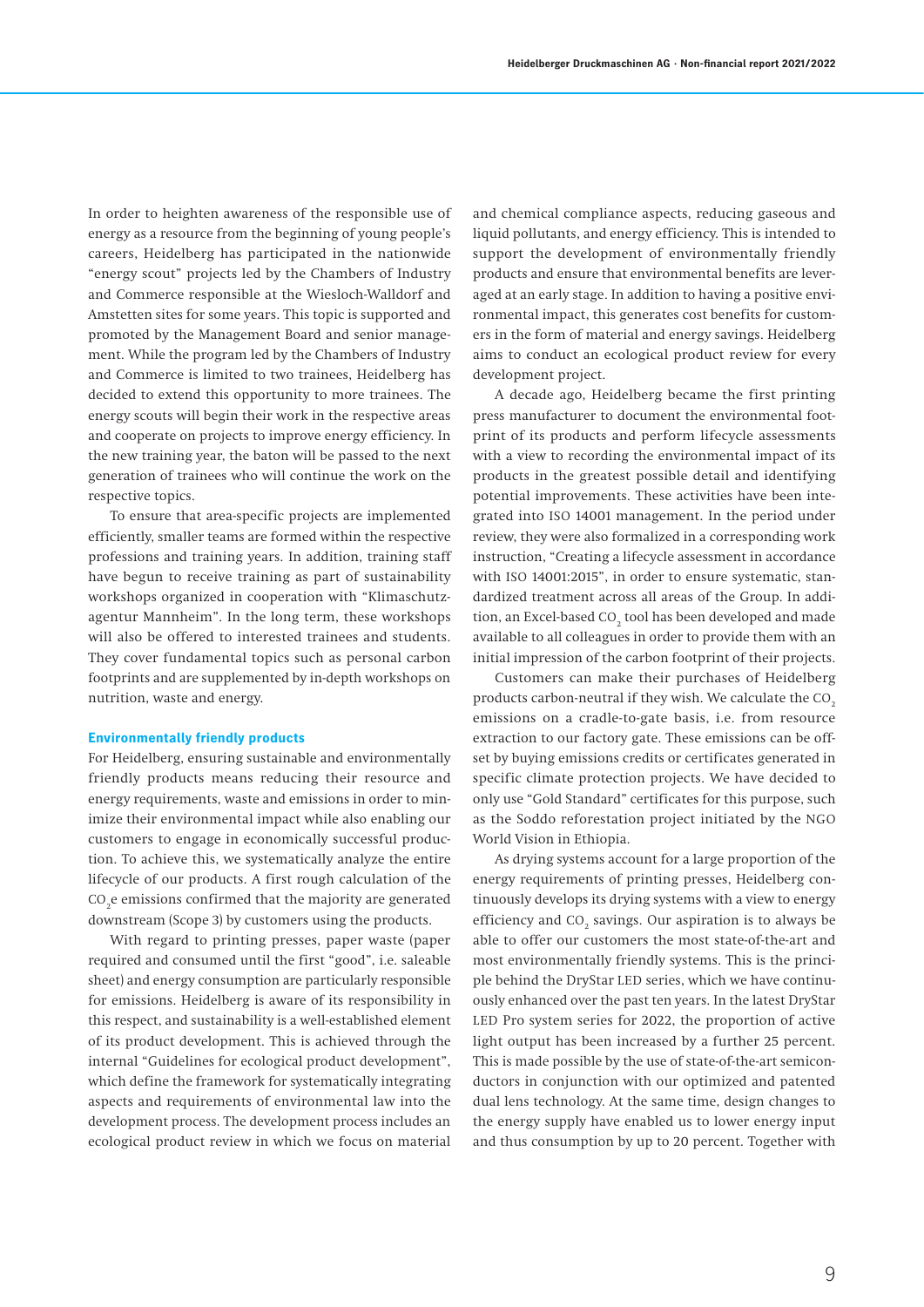In order to heighten awareness of the responsible use of energy as a resource from the beginning of young people's careers, Heidelberg has participated in the nationwide "energy scout" projects led by the Chambers of Industry and Commerce responsible at the Wiesloch-Walldorf and Amstetten sites for some years. This topic is supported and promoted by the Management Board and senior management. While the program led by the Chambers of Industry and Commerce is limited to two trainees, Heidelberg has decided to extend this opportunity to more trainees. The energy scouts will begin their work in the respective areas and cooperate on projects to improve energy efficiency. In the new training year, the baton will be passed to the next generation of trainees who will continue the work on the respective topics.

To ensure that area-specific projects are implemented efficiently, smaller teams are formed within the respective professions and training years. In addition, training staff have begun to receive training as part of sustainability workshops organized in cooperation with "Klimaschutzagentur Mannheim". In the long term, these workshops will also be offered to interested trainees and students. They cover fundamental topics such as personal carbon footprints and are supplemented by in-depth workshops on nutrition, waste and energy.

### Environmentally friendly products

For Heidelberg, ensuring sustainable and environmentally friendly products means reducing their resource and energy requirements, waste and emissions in order to minimize their environmental impact while also enabling our customers to engage in economically successful production. To achieve this, we systematically analyze the entire lifecycle of our products. A first rough calculation of the $CO_2$e emissions confirmed that the majority are generated downstream (Scope 3) by customers using the products.

With regard to printing presses, paper waste (paper required and consumed until the first "good", i.e. saleable sheet) and energy consumption are particularly responsible for emissions. Heidelberg is aware of its responsibility in this respect, and sustainability is a well-established element of its product development. This is achieved through the internal "Guidelines for ecological product development", which define the framework for systematically integrating aspects and requirements of environmental law into the development process. The development process includes an ecological product review in which we focus on material and chemical compliance aspects, reducing gaseous and liquid pollutants, and energy efficiency. This is intended to support the development of environmentally friendly products and ensure that environmental benefits are leveraged at an early stage. In addition to having a positive environmental impact, this generates cost benefits for customers in the form of material and energy savings. Heidelberg aims to conduct an ecological product review for every development project.

A decade ago, Heidelberg became the first printing press manufacturer to document the environmental footprint of its products and perform lifecycle assessments with a view to recording the environmental impact of its products in the greatest possible detail and identifying potential improvements. These activities have been integrated into ISO 14001 management. In the period under review, they were also formalized in a corresponding work instruction, "Creating a lifecycle assessment in accordance with ISO 14001:2015", in order to ensure systematic, standardized treatment across all areas of the Group. In addition, an Excel-based $CO_2$ tool has been developed and made available to all colleagues in order to provide them with an initial impression of the carbon footprint of their projects.

Customers can make their purchases of Heidelberg products carbon-neutral if they wish. We calculate the $CO_2$ emissions on a cradle-to-gate basis, i.e. from resource extraction to our factory gate. These emissions can be offset by buying emissions credits or certificates generated in specific climate protection projects. We have decided to only use "Gold Standard" certificates for this purpose, such as the Soddo reforestation project initiated by the NGO World Vision in Ethiopia.

As drying systems account for a large proportion of the energy requirements of printing presses, Heidelberg continuously develops its drying systems with a view to energy efficiency and $CO_2$ savings. Our aspiration is to always be able to offer our customers the most state-of-the-art and most environmentally friendly systems. This is the principle behind the DryStar LED series, which we have continuously enhanced over the past ten years. In the latest DryStar LED Pro system series for 2022, the proportion of active light output has been increased by a further 25 percent. This is made possible by the use of state-of-the-art semiconductors in conjunction with our optimized and patented dual lens technology. At the same time, design changes to the energy supply have enabled us to lower energy input and thus consumption by up to 20 percent. Together with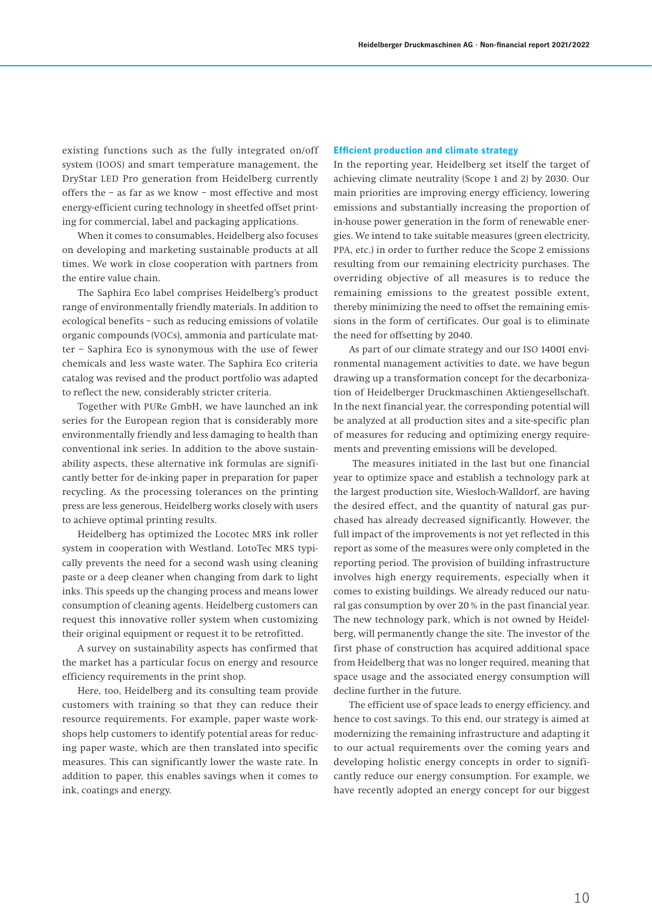existing functions such as the fully integrated on/off system (IOOS) and smart temperature management, the DryStar LED Pro generation from Heidelberg currently offers the – as far as we know – most effective and most energy-efficient curing technology in sheetfed offset printing for commercial, label and packaging applications.

When it comes to consumables, Heidelberg also focuses on developing and marketing sustainable products at all times. We work in close cooperation with partners from the entire value chain.

The Saphira Eco label comprises Heidelberg's product range of environmentally friendly materials. In addition to ecological benefits – such as reducing emissions of volatile organic compounds (VOCs), ammonia and particulate matter – Saphira Eco is synonymous with the use of fewer chemicals and less waste water. The Saphira Eco criteria catalog was revised and the product portfolio was adapted to reflect the new, considerably stricter criteria.

Together with PURe GmbH, we have launched an ink series for the European region that is considerably more environmentally friendly and less damaging to health than conventional ink series. In addition to the above sustainability aspects, these alternative ink formulas are significantly better for de-inking paper in preparation for paper recycling. As the processing tolerances on the printing press are less generous, Heidelberg works closely with users to achieve optimal printing results.

Heidelberg has optimized the Locotec MRS ink roller system in cooperation with Westland. LotoTec MRS typically prevents the need for a second wash using cleaning paste or a deep cleaner when changing from dark to light inks. This speeds up the changing process and means lower consumption of cleaning agents. Heidelberg customers can request this innovative roller system when customizing their original equipment or request it to be retrofitted.

A survey on sustainability aspects has confirmed that the market has a particular focus on energy and resource efficiency requirements in the print shop.

Here, too, Heidelberg and its consulting team provide customers with training so that they can reduce their resource requirements. For example, paper waste workshops help customers to identify potential areas for reducing paper waste, which are then translated into specific measures. This can significantly lower the waste rate. In addition to paper, this enables savings when it comes to ink, coatings and energy.

### Efficient production and climate strategy

In the reporting year, Heidelberg set itself the target of achieving climate neutrality (Scope 1 and 2) by 2030. Our main priorities are improving energy efficiency, lowering emissions and substantially increasing the proportion of in-house power generation in the form of renewable energies. We intend to take suitable measures (green electricity, PPA, etc.) in order to further reduce the Scope 2 emissions resulting from our remaining electricity purchases. The overriding objective of all measures is to reduce the remaining emissions to the greatest possible extent, thereby minimizing the need to offset the remaining emissions in the form of certificates. Our goal is to eliminate the need for offsetting by 2040.

As part of our climate strategy and our ISO 14001 environmental management activities to date, we have begun drawing up a transformation concept for the decarbonization of Heidelberger Druckmaschinen Aktiengesellschaft. In the next financial year, the corresponding potential will be analyzed at all production sites and a site-specific plan of measures for reducing and optimizing energy requirements and preventing emissions will be developed.

The measures initiated in the last but one financial year to optimize space and establish a technology park at the largest production site, Wiesloch-Walldorf, are having the desired effect, and the quantity of natural gas purchased has already decreased significantly. However, the full impact of the improvements is not yet reflected in this report as some of the measures were only completed in the reporting period. The provision of building infrastructure involves high energy requirements, especially when it comes to existing buildings. We already reduced our natural gas consumption by over 20 % in the past financial year. The new technology park, which is not owned by Heidelberg, will permanently change the site. The investor of the first phase of construction has acquired additional space from Heidelberg that was no longer required, meaning that space usage and the associated energy consumption will decline further in the future.

The efficient use of space leads to energy efficiency, and hence to cost savings. To this end, our strategy is aimed at modernizing the remaining infrastructure and adapting it to our actual requirements over the coming years and developing holistic energy concepts in order to significantly reduce our energy consumption. For example, we have recently adopted an energy concept for our biggest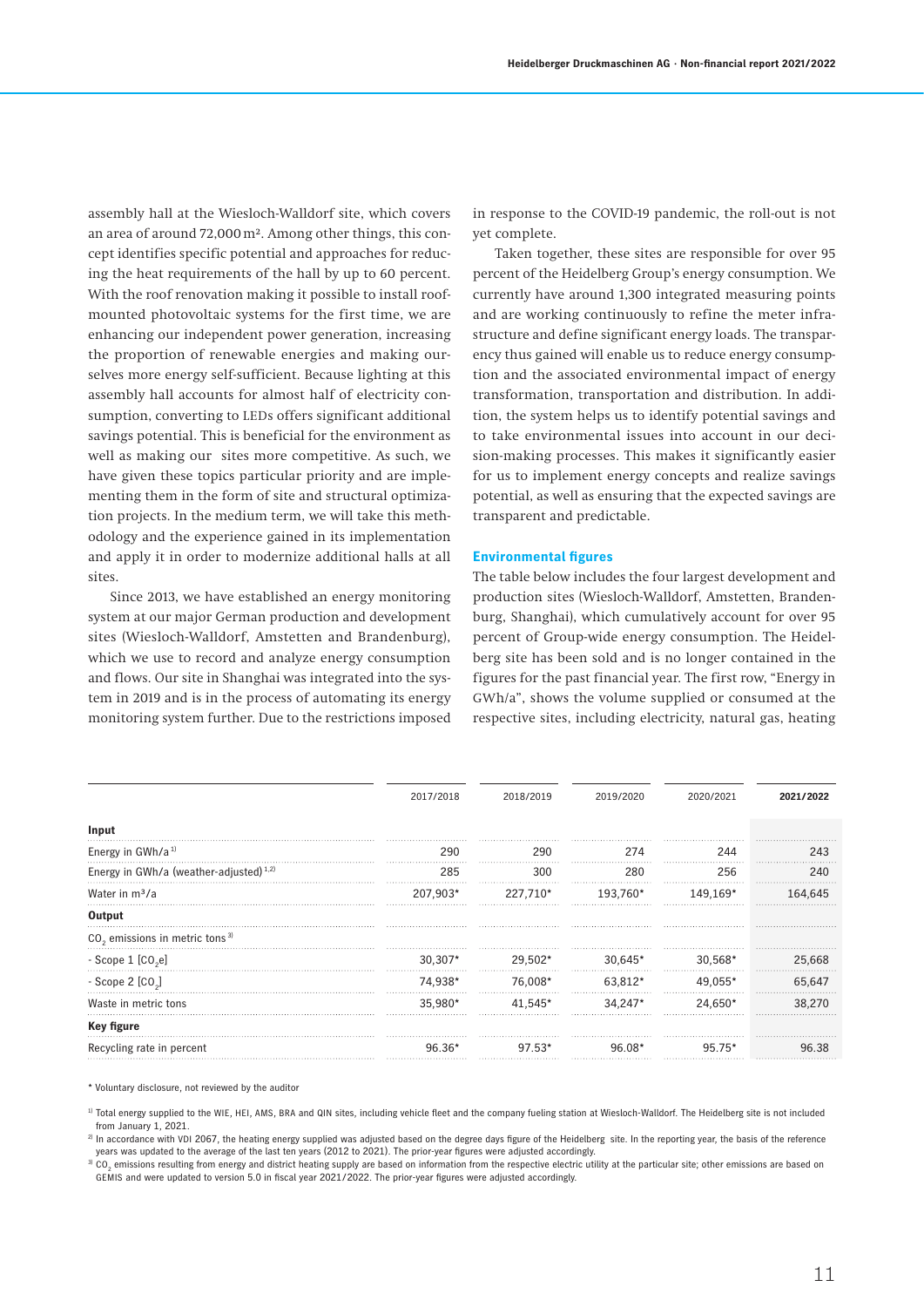assembly hall at the Wiesloch-Walldorf site, which covers an area of around 72,000 m². Among other things, this concept identifies specific potential and approaches for reducing the heat requirements of the hall by up to 60 percent. With the roof renovation making it possible to install roof-mounted photovoltaic systems for the first time, we are enhancing our independent power generation, increasing the proportion of renewable energies and making ourselves more energy self-sufficient. Because lighting at this assembly hall accounts for almost half of electricity consumption, converting to LEDs offers significant additional savings potential. This is beneficial for the environment as well as making our sites more competitive. As such, we have given these topics particular priority and are implementing them in the form of site and structural optimization projects. In the medium term, we will take this methodology and the experience gained in its implementation and apply it in order to modernize additional halls at all sites.

Since 2013, we have established an energy monitoring system at our major German production and development sites (Wiesloch-Walldorf, Amstetten and Brandenburg), which we use to record and analyze energy consumption and flows. Our site in Shanghai was integrated into the system in 2019 and is in the process of automating its energy monitoring system further. Due to the restrictions imposed in response to the COVID-19 pandemic, the roll-out is not yet complete.

Taken together, these sites are responsible for over 95 percent of the Heidelberg Group's energy consumption. We currently have around 1,300 integrated measuring points and are working continuously to refine the meter infrastructure and define significant energy loads. The transparency thus gained will enable us to reduce energy consumption and the associated environmental impact of energy transformation, transportation and distribution. In addition, the system helps us to identify potential savings and to take environmental issues into account in our decision-making processes. This makes it significantly easier for us to implement energy concepts and realize savings potential, as well as ensuring that the expected savings are transparent and predictable.

### Environmental figures

The table below includes the four largest development and production sites (Wiesloch-Walldorf, Amstetten, Brandenburg, Shanghai), which cumulatively account for over 95 percent of Group-wide energy consumption. The Heidelberg site has been sold and is no longer contained in the figures for the past financial year. The first row, "Energy in GWh/a", shows the volume supplied or consumed at the respective sites, including electricity, natural gas, heating

| | 2017/2018 | 2018/2019 | 2019/2020 | 2020/2021 | **2021/2022** |
|---|---|---|---|---|---|
| **Input** | | | | | |
| Energy in GWh/a [1] | 290 | 290 | 274 | 244 | 243 |
| Energy in GWh/a (weather-adjusted) [1,2] | 285 | 300 | 280 | 256 | 240 |
| Water in m³/a | 207,903* | 227,710* | 193,760* | 149,169* | 164,645 |
| **Output** | | | | | |
| $CO_2$ emissions in metric tons [3] | | | | | |
| - Scope 1 [$CO_2e$] | 30,307* | 29,502* | 30,645* | 30,568* | 25,668 |
| - Scope 2 [$CO_2$] | 74,938* | 76,008* | 63,812* | 49,055* | 65,647 |
| Waste in metric tons | 35,980* | 41,545* | 34,247* | 24,650* | 38,270 |
| **Key figure** | | | | | |
| Recycling rate in percent | 96.36* | 97.53* | 96.08* | 95.75* | 96.38 |

\* Voluntary disclosure, not reviewed by the auditor

[1] Total energy supplied to the WIE, HEI, AMS, BRA and QIN sites, including vehicle fleet and the company fueling station at Wiesloch-Walldorf. The Heidelberg site is not included from January 1, 2021.

[2] In accordance with VDI 2067, the heating energy supplied was adjusted based on the degree days figure of the Heidelberg site. In the reporting year, the basis of the reference years was updated to the average of the last ten years (2012 to 2021). The prior-year figures were adjusted accordingly.

[3] $CO_2$ emissions resulting from energy and district heating supply are based on information from the respective electric utility at the particular site; other emissions are based on GEMIS and were updated to version 5.0 in fiscal year 2021/2022. The prior-year figures were adjusted accordingly.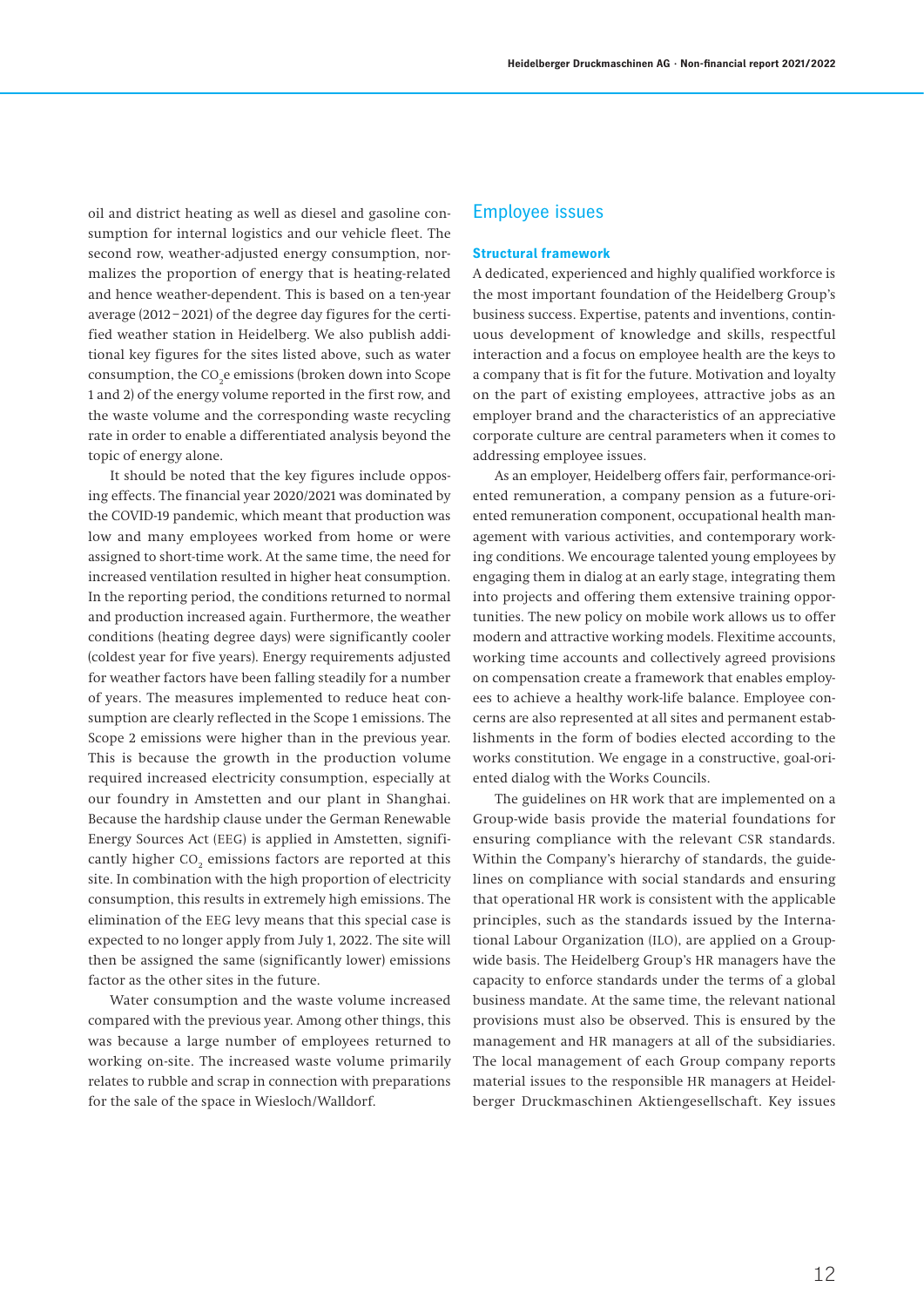oil and district heating as well as diesel and gasoline consumption for internal logistics and our vehicle fleet. The second row, weather-adjusted energy consumption, normalizes the proportion of energy that is heating-related and hence weather-dependent. This is based on a ten-year average (2012–2021) of the degree day figures for the certified weather station in Heidelberg. We also publish additional key figures for the sites listed above, such as water consumption, the $CO_2e$ emissions (broken down into Scope 1 and 2) of the energy volume reported in the first row, and the waste volume and the corresponding waste recycling rate in order to enable a differentiated analysis beyond the topic of energy alone.

It should be noted that the key figures include opposing effects. The financial year 2020/2021 was dominated by the COVID-19 pandemic, which meant that production was low and many employees worked from home or were assigned to short-time work. At the same time, the need for increased ventilation resulted in higher heat consumption. In the reporting period, the conditions returned to normal and production increased again. Furthermore, the weather conditions (heating degree days) were significantly cooler (coldest year for five years). Energy requirements adjusted for weather factors have been falling steadily for a number of years. The measures implemented to reduce heat consumption are clearly reflected in the Scope 1 emissions. The Scope 2 emissions were higher than in the previous year. This is because the growth in the production volume required increased electricity consumption, especially at our foundry in Amstetten and our plant in Shanghai. Because the hardship clause under the German Renewable Energy Sources Act (EEG) is applied in Amstetten, significantly higher $CO_2$ emissions factors are reported at this site. In combination with the high proportion of electricity consumption, this results in extremely high emissions. The elimination of the EEG levy means that this special case is expected to no longer apply from July 1, 2022. The site will then be assigned the same (significantly lower) emissions factor as the other sites in the future.

Water consumption and the waste volume increased compared with the previous year. Among other things, this was because a large number of employees returned to working on-site. The increased waste volume primarily relates to rubble and scrap in connection with preparations for the sale of the space in Wiesloch/Walldorf.

## Employee issues

### Structural framework

A dedicated, experienced and highly qualified workforce is the most important foundation of the Heidelberg Group's business success. Expertise, patents and inventions, continuous development of knowledge and skills, respectful interaction and a focus on employee health are the keys to a company that is fit for the future. Motivation and loyalty on the part of existing employees, attractive jobs as an employer brand and the characteristics of an appreciative corporate culture are central parameters when it comes to addressing employee issues.

As an employer, Heidelberg offers fair, performance-oriented remuneration, a company pension as a future-oriented remuneration component, occupational health management with various activities, and contemporary working conditions. We encourage talented young employees by engaging them in dialog at an early stage, integrating them into projects and offering them extensive training opportunities. The new policy on mobile work allows us to offer modern and attractive working models. Flexitime accounts, working time accounts and collectively agreed provisions on compensation create a framework that enables employees to achieve a healthy work-life balance. Employee concerns are also represented at all sites and permanent establishments in the form of bodies elected according to the works constitution. We engage in a constructive, goal-oriented dialog with the Works Councils.

The guidelines on HR work that are implemented on a Group-wide basis provide the material foundations for ensuring compliance with the relevant CSR standards. Within the Company's hierarchy of standards, the guidelines on compliance with social standards and ensuring that operational HR work is consistent with the applicable principles, such as the standards issued by the International Labour Organization (ILO), are applied on a Group-wide basis. The Heidelberg Group's HR managers have the capacity to enforce standards under the terms of a global business mandate. At the same time, the relevant national provisions must also be observed. This is ensured by the management and HR managers at all of the subsidiaries. The local management of each Group company reports material issues to the responsible HR managers at Heidelberger Druckmaschinen Aktiengesellschaft. Key issues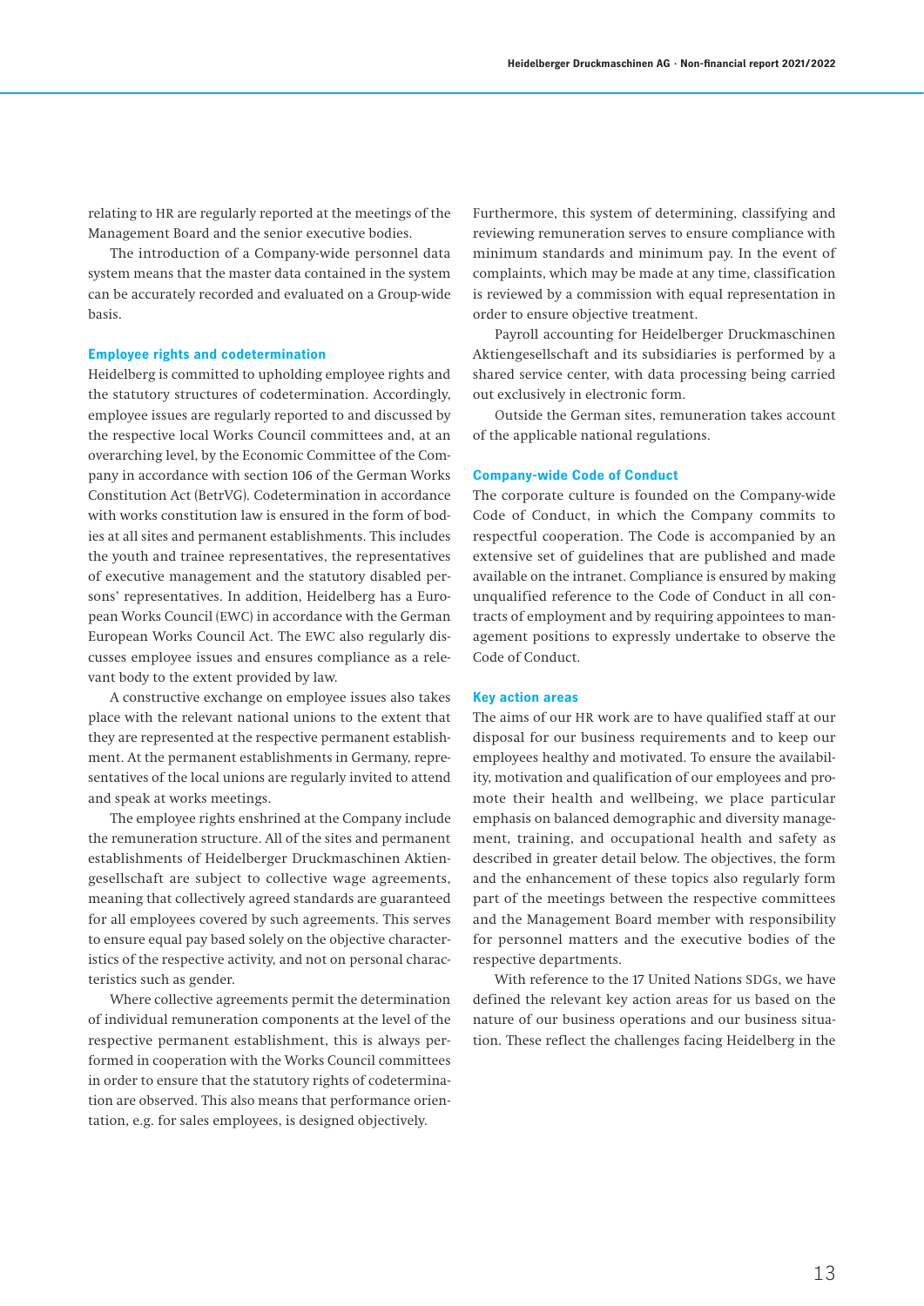relating to HR are regularly reported at the meetings of the Management Board and the senior executive bodies.

The introduction of a Company-wide personnel data system means that the master data contained in the system can be accurately recorded and evaluated on a Group-wide basis.

### Employee rights and codetermination

Heidelberg is committed to upholding employee rights and the statutory structures of codetermination. Accordingly, employee issues are regularly reported to and discussed by the respective local Works Council committees and, at an overarching level, by the Economic Committee of the Company in accordance with section 106 of the German Works Constitution Act (BetrVG). Codetermination in accordance with works constitution law is ensured in the form of bodies at all sites and permanent establishments. This includes the youth and trainee representatives, the representatives of executive management and the statutory disabled persons' representatives. In addition, Heidelberg has a European Works Council (EWC) in accordance with the German European Works Council Act. The EWC also regularly discusses employee issues and ensures compliance as a relevant body to the extent provided by law.

A constructive exchange on employee issues also takes place with the relevant national unions to the extent that they are represented at the respective permanent establishment. At the permanent establishments in Germany, representatives of the local unions are regularly invited to attend and speak at works meetings.

The employee rights enshrined at the Company include the remuneration structure. All of the sites and permanent establishments of Heidelberger Druckmaschinen Aktiengesellschaft are subject to collective wage agreements, meaning that collectively agreed standards are guaranteed for all employees covered by such agreements. This serves to ensure equal pay based solely on the objective characteristics of the respective activity, and not on personal characteristics such as gender.

Where collective agreements permit the determination of individual remuneration components at the level of the respective permanent establishment, this is always performed in cooperation with the Works Council committees in order to ensure that the statutory rights of codetermination are observed. This also means that performance orientation, e.g. for sales employees, is designed objectively.

Furthermore, this system of determining, classifying and reviewing remuneration serves to ensure compliance with minimum standards and minimum pay. In the event of complaints, which may be made at any time, classification is reviewed by a commission with equal representation in order to ensure objective treatment.

Payroll accounting for Heidelberger Druckmaschinen Aktiengesellschaft and its subsidiaries is performed by a shared service center, with data processing being carried out exclusively in electronic form.

Outside the German sites, remuneration takes account of the applicable national regulations.

### Company-wide Code of Conduct

The corporate culture is founded on the Company-wide Code of Conduct, in which the Company commits to respectful cooperation. The Code is accompanied by an extensive set of guidelines that are published and made available on the intranet. Compliance is ensured by making unqualified reference to the Code of Conduct in all contracts of employment and by requiring appointees to management positions to expressly undertake to observe the Code of Conduct.

### Key action areas

The aims of our HR work are to have qualified staff at our disposal for our business requirements and to keep our employees healthy and motivated. To ensure the availability, motivation and qualification of our employees and promote their health and wellbeing, we place particular emphasis on balanced demographic and diversity management, training, and occupational health and safety as described in greater detail below. The objectives, the form and the enhancement of these topics also regularly form part of the meetings between the respective committees and the Management Board member with responsibility for personnel matters and the executive bodies of the respective departments.

With reference to the 17 United Nations SDGs, we have defined the relevant key action areas for us based on the nature of our business operations and our business situation. These reflect the challenges facing Heidelberg in the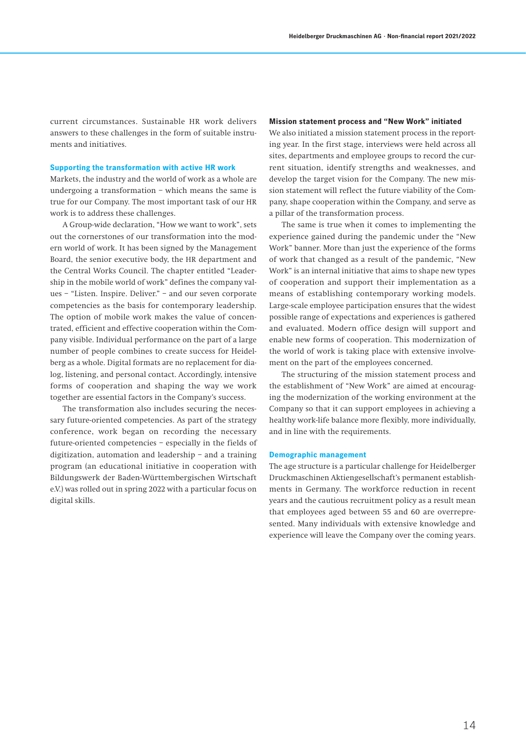current circumstances. Sustainable HR work delivers answers to these challenges in the form of suitable instruments and initiatives.

### Supporting the transformation with active HR work

Markets, the industry and the world of work as a whole are undergoing a transformation – which means the same is true for our Company. The most important task of our HR work is to address these challenges.

A Group-wide declaration, "How we want to work", sets out the cornerstones of our transformation into the modern world of work. It has been signed by the Management Board, the senior executive body, the HR department and the Central Works Council. The chapter entitled "Leadership in the mobile world of work" defines the company values – "Listen. Inspire. Deliver." – and our seven corporate competencies as the basis for contemporary leadership. The option of mobile work makes the value of concentrated, efficient and effective cooperation within the Company visible. Individual performance on the part of a large number of people combines to create success for Heidelberg as a whole. Digital formats are no replacement for dialog, listening, and personal contact. Accordingly, intensive forms of cooperation and shaping the way we work together are essential factors in the Company's success.

The transformation also includes securing the necessary future-oriented competencies. As part of the strategy conference, work began on recording the necessary future-oriented competencies – especially in the fields of digitization, automation and leadership – and a training program (an educational initiative in cooperation with Bildungswerk der Baden-Württembergischen Wirtschaft e.V.) was rolled out in spring 2022 with a particular focus on digital skills.

### Mission statement process and "New Work" initiated

We also initiated a mission statement process in the reporting year. In the first stage, interviews were held across all sites, departments and employee groups to record the current situation, identify strengths and weaknesses, and develop the target vision for the Company. The new mission statement will reflect the future viability of the Company, shape cooperation within the Company, and serve as a pillar of the transformation process.

The same is true when it comes to implementing the experience gained during the pandemic under the "New Work" banner. More than just the experience of the forms of work that changed as a result of the pandemic, "New Work" is an internal initiative that aims to shape new types of cooperation and support their implementation as a means of establishing contemporary working models. Large-scale employee participation ensures that the widest possible range of expectations and experiences is gathered and evaluated. Modern office design will support and enable new forms of cooperation. This modernization of the world of work is taking place with extensive involvement on the part of the employees concerned.

The structuring of the mission statement process and the establishment of "New Work" are aimed at encouraging the modernization of the working environment at the Company so that it can support employees in achieving a healthy work-life balance more flexibly, more individually, and in line with the requirements.

### Demographic management

The age structure is a particular challenge for Heidelberger Druckmaschinen Aktiengesellschaft's permanent establishments in Germany. The workforce reduction in recent years and the cautious recruitment policy as a result mean that employees aged between 55 and 60 are overrepresented. Many individuals with extensive knowledge and experience will leave the Company over the coming years.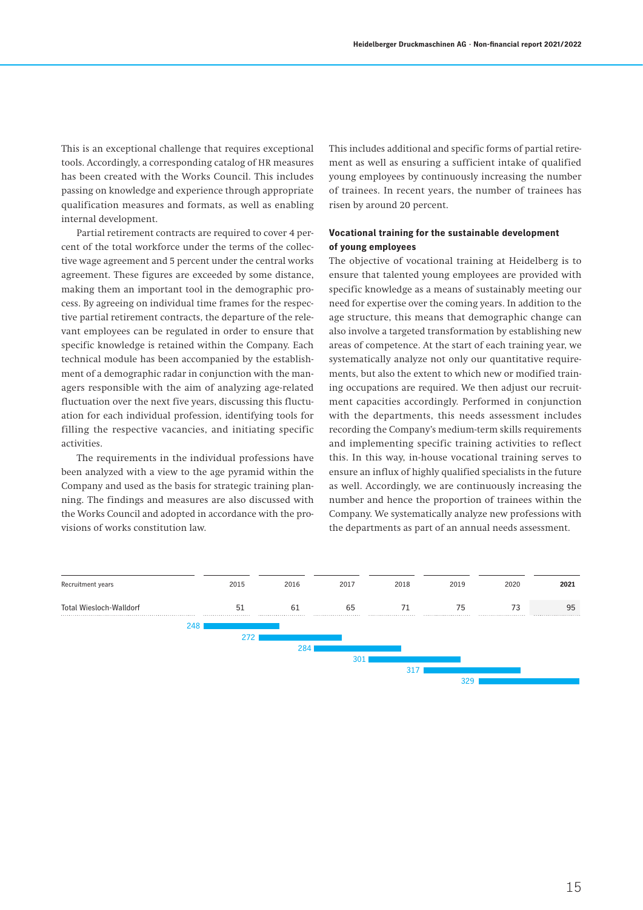This is an exceptional challenge that requires exceptional tools. Accordingly, a corresponding catalog of HR measures has been created with the Works Council. This includes passing on knowledge and experience through appropriate qualification measures and formats, as well as enabling internal development.

Partial retirement contracts are required to cover 4 percent of the total workforce under the terms of the collective wage agreement and 5 percent under the central works agreement. These figures are exceeded by some distance, making them an important tool in the demographic process. By agreeing on individual time frames for the respective partial retirement contracts, the departure of the relevant employees can be regulated in order to ensure that specific knowledge is retained within the Company. Each technical module has been accompanied by the establishment of a demographic radar in conjunction with the managers responsible with the aim of analyzing age-related fluctuation over the next five years, discussing this fluctuation for each individual profession, identifying tools for filling the respective vacancies, and initiating specific activities.

The requirements in the individual professions have been analyzed with a view to the age pyramid within the Company and used as the basis for strategic training planning. The findings and measures are also discussed with the Works Council and adopted in accordance with the provisions of works constitution law.

This includes additional and specific forms of partial retirement as well as ensuring a sufficient intake of qualified young employees by continuously increasing the number of trainees. In recent years, the number of trainees has risen by around 20 percent.

**Vocational training for the sustainable development of young employees**

The objective of vocational training at Heidelberg is to ensure that talented young employees are provided with specific knowledge as a means of sustainably meeting our need for expertise over the coming years. In addition to the age structure, this means that demographic change can also involve a targeted transformation by establishing new areas of competence. At the start of each training year, we systematically analyze not only our quantitative requirements, but also the extent to which new or modified training occupations are required. We then adjust our recruitment capacities accordingly. Performed in conjunction with the departments, this needs assessment includes recording the Company's medium-term skills requirements and implementing specific training activities to reflect this. In this way, in-house vocational training serves to ensure an influx of highly qualified specialists in the future as well. Accordingly, we are continuously increasing the number and hence the proportion of trainees within the Company. We systematically analyze new professions with the departments as part of an annual needs assessment.

| Recruitment years | 2015 | 2016 | 2017 | 2018 | 2019 | 2020 | **2021** |
|---|---|---|---|---|---|---|---|
| Total Wiesloch-Walldorf | 51 | 61 | 65 | 71 | 75 | 73 | 95 |
| | 248 | 272 | 284 | 301 | 317 | 329 | |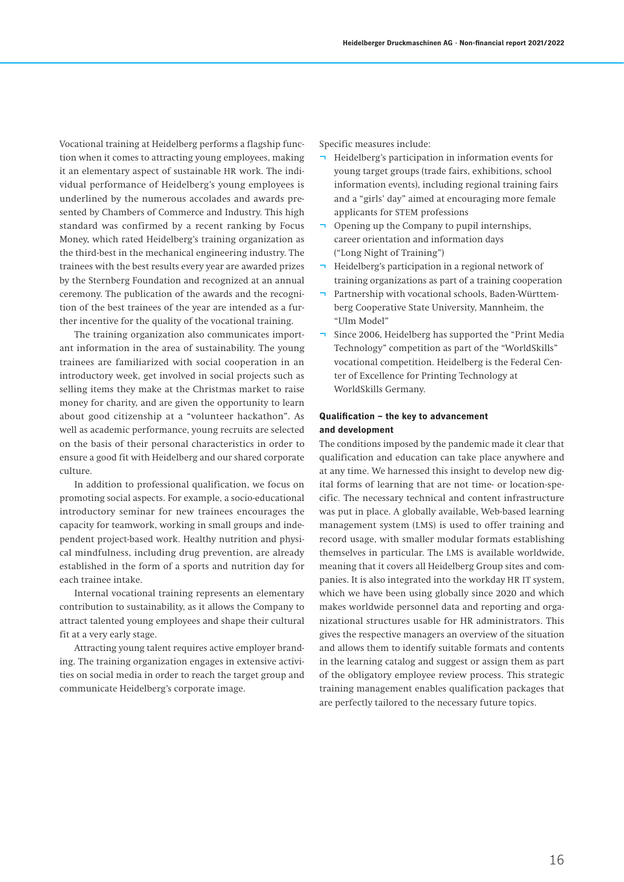Vocational training at Heidelberg performs a flagship function when it comes to attracting young employees, making it an elementary aspect of sustainable HR work. The individual performance of Heidelberg's young employees is underlined by the numerous accolades and awards presented by Chambers of Commerce and Industry. This high standard was confirmed by a recent ranking by Focus Money, which rated Heidelberg's training organization as the third-best in the mechanical engineering industry. The trainees with the best results every year are awarded prizes by the Sternberg Foundation and recognized at an annual ceremony. The publication of the awards and the recognition of the best trainees of the year are intended as a further incentive for the quality of the vocational training.

The training organization also communicates important information in the area of sustainability. The young trainees are familiarized with social cooperation in an introductory week, get involved in social projects such as selling items they make at the Christmas market to raise money for charity, and are given the opportunity to learn about good citizenship at a "volunteer hackathon". As well as academic performance, young recruits are selected on the basis of their personal characteristics in order to ensure a good fit with Heidelberg and our shared corporate culture.

In addition to professional qualification, we focus on promoting social aspects. For example, a socio-educational introductory seminar for new trainees encourages the capacity for teamwork, working in small groups and independent project-based work. Healthy nutrition and physical mindfulness, including drug prevention, are already established in the form of a sports and nutrition day for each trainee intake.

Internal vocational training represents an elementary contribution to sustainability, as it allows the Company to attract talented young employees and shape their cultural fit at a very early stage.

Attracting young talent requires active employer branding. The training organization engages in extensive activities on social media in order to reach the target group and communicate Heidelberg's corporate image.

Specific measures include:

- Heidelberg's participation in information events for young target groups (trade fairs, exhibitions, school information events), including regional training fairs and a "girls' day" aimed at encouraging more female applicants for STEM professions
- Opening up the Company to pupil internships, career orientation and information days ("Long Night of Training")
- Heidelberg's participation in a regional network of training organizations as part of a training cooperation
- Partnership with vocational schools, Baden-Württemberg Cooperative State University, Mannheim, the "Ulm Model"
- Since 2006, Heidelberg has supported the "Print Media Technology" competition as part of the "WorldSkills" vocational competition. Heidelberg is the Federal Center of Excellence for Printing Technology at WorldSkills Germany.

**Qualification – the key to advancement and development**

The conditions imposed by the pandemic made it clear that qualification and education can take place anywhere and at any time. We harnessed this insight to develop new digital forms of learning that are not time- or location-specific. The necessary technical and content infrastructure was put in place. A globally available, Web-based learning management system (LMS) is used to offer training and record usage, with smaller modular formats establishing themselves in particular. The LMS is available worldwide, meaning that it covers all Heidelberg Group sites and companies. It is also integrated into the workday HR IT system, which we have been using globally since 2020 and which makes worldwide personnel data and reporting and organizational structures usable for HR administrators. This gives the respective managers an overview of the situation and allows them to identify suitable formats and contents in the learning catalog and suggest or assign them as part of the obligatory employee review process. This strategic training management enables qualification packages that are perfectly tailored to the necessary future topics.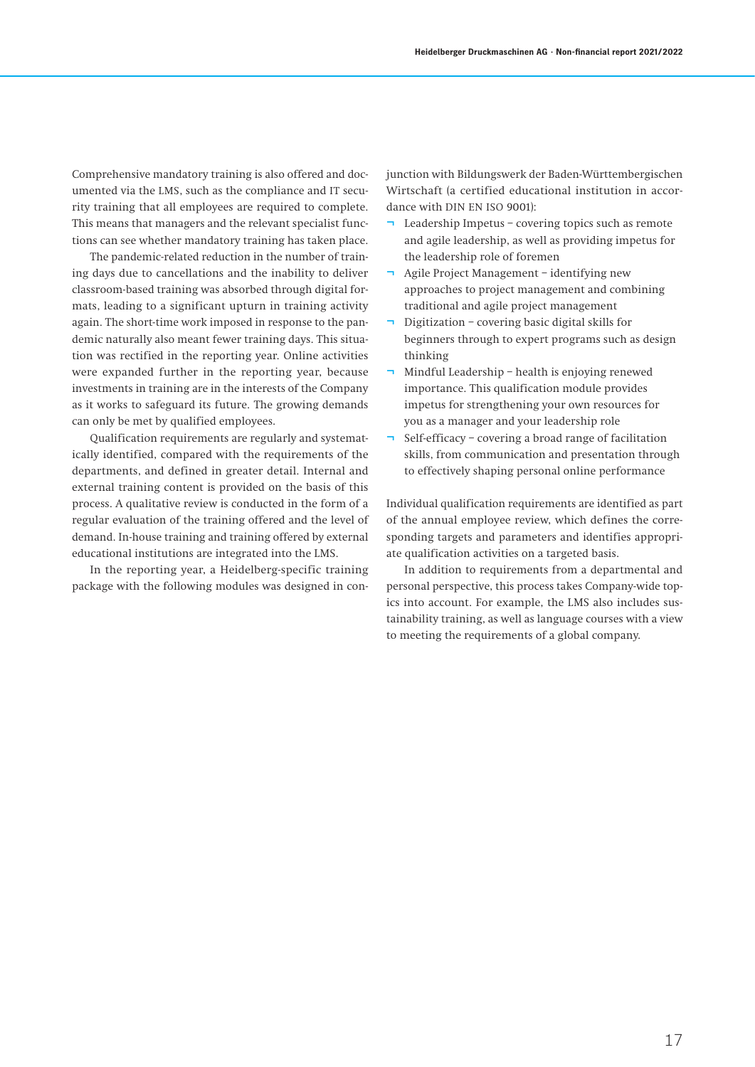Comprehensive mandatory training is also offered and documented via the LMS, such as the compliance and IT security training that all employees are required to complete. This means that managers and the relevant specialist functions can see whether mandatory training has taken place.

The pandemic-related reduction in the number of training days due to cancellations and the inability to deliver classroom-based training was absorbed through digital formats, leading to a significant upturn in training activity again. The short-time work imposed in response to the pandemic naturally also meant fewer training days. This situation was rectified in the reporting year. Online activities were expanded further in the reporting year, because investments in training are in the interests of the Company as it works to safeguard its future. The growing demands can only be met by qualified employees.

Qualification requirements are regularly and systematically identified, compared with the requirements of the departments, and defined in greater detail. Internal and external training content is provided on the basis of this process. A qualitative review is conducted in the form of a regular evaluation of the training offered and the level of demand. In-house training and training offered by external educational institutions are integrated into the LMS.

In the reporting year, a Heidelberg-specific training package with the following modules was designed in conjunction with Bildungswerk der Baden-Württembergischen Wirtschaft (a certified educational institution in accordance with DIN EN ISO 9001):

- Leadership Impetus – covering topics such as remote and agile leadership, as well as providing impetus for the leadership role of foremen
- Agile Project Management – identifying new approaches to project management and combining traditional and agile project management
- Digitization – covering basic digital skills for beginners through to expert programs such as design thinking
- Mindful Leadership – health is enjoying renewed importance. This qualification module provides impetus for strengthening your own resources for you as a manager and your leadership role
- Self-efficacy – covering a broad range of facilitation skills, from communication and presentation through to effectively shaping personal online performance

Individual qualification requirements are identified as part of the annual employee review, which defines the corresponding targets and parameters and identifies appropriate qualification activities on a targeted basis.

In addition to requirements from a departmental and personal perspective, this process takes Company-wide topics into account. For example, the LMS also includes sustainability training, as well as language courses with a view to meeting the requirements of a global company.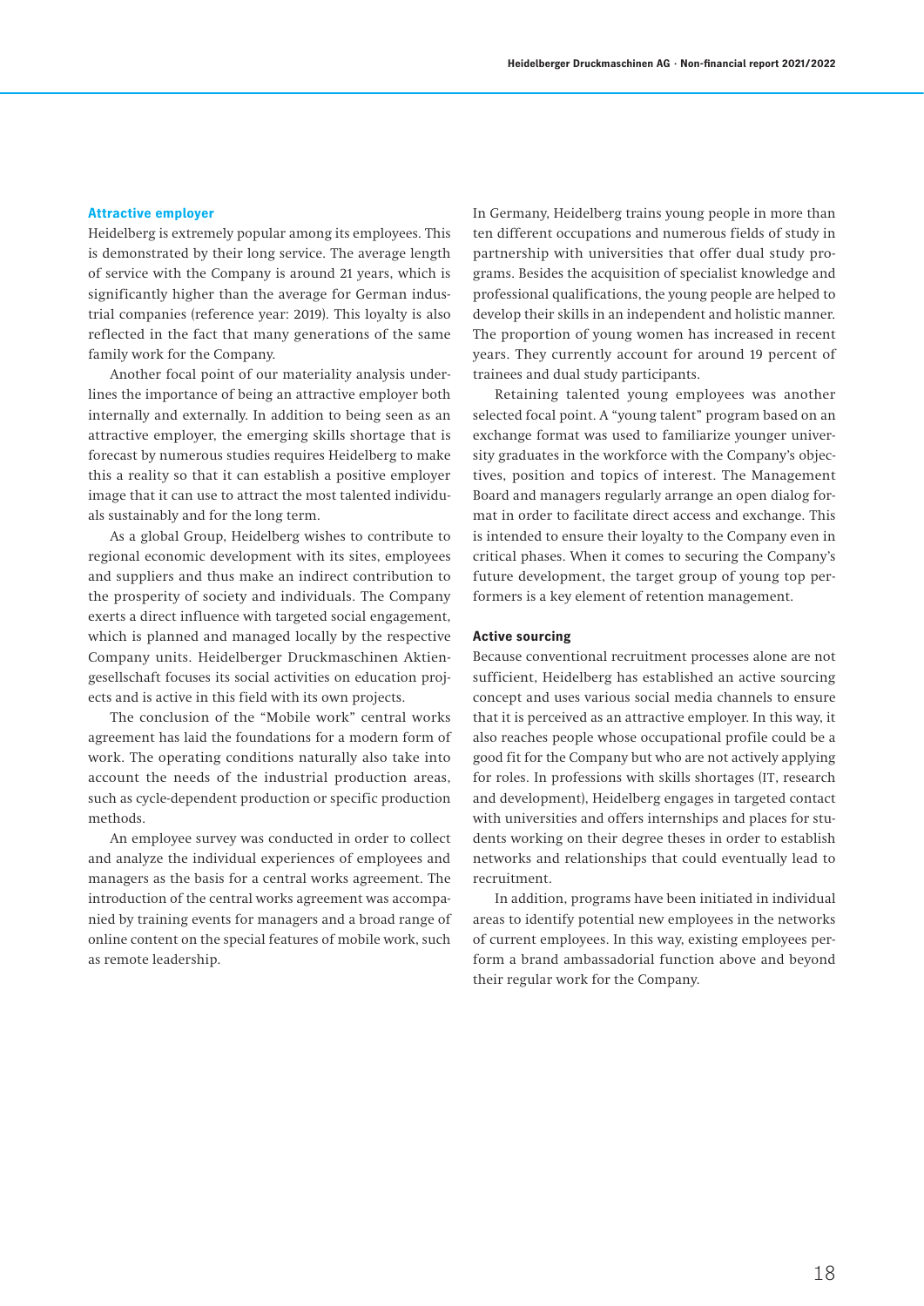### Attractive employer

Heidelberg is extremely popular among its employees. This is demonstrated by their long service. The average length of service with the Company is around 21 years, which is significantly higher than the average for German industrial companies (reference year: 2019). This loyalty is also reflected in the fact that many generations of the same family work for the Company.

Another focal point of our materiality analysis underlines the importance of being an attractive employer both internally and externally. In addition to being seen as an attractive employer, the emerging skills shortage that is forecast by numerous studies requires Heidelberg to make this a reality so that it can establish a positive employer image that it can use to attract the most talented individuals sustainably and for the long term.

As a global Group, Heidelberg wishes to contribute to regional economic development with its sites, employees and suppliers and thus make an indirect contribution to the prosperity of society and individuals. The Company exerts a direct influence with targeted social engagement, which is planned and managed locally by the respective Company units. Heidelberger Druckmaschinen Aktiengesellschaft focuses its social activities on education projects and is active in this field with its own projects.

The conclusion of the "Mobile work" central works agreement has laid the foundations for a modern form of work. The operating conditions naturally also take into account the needs of the industrial production areas, such as cycle-dependent production or specific production methods.

An employee survey was conducted in order to collect and analyze the individual experiences of employees and managers as the basis for a central works agreement. The introduction of the central works agreement was accompanied by training events for managers and a broad range of online content on the special features of mobile work, such as remote leadership.

In Germany, Heidelberg trains young people in more than ten different occupations and numerous fields of study in partnership with universities that offer dual study programs. Besides the acquisition of specialist knowledge and professional qualifications, the young people are helped to develop their skills in an independent and holistic manner. The proportion of young women has increased in recent years. They currently account for around 19 percent of trainees and dual study participants.

Retaining talented young employees was another selected focal point. A "young talent" program based on an exchange format was used to familiarize younger university graduates in the workforce with the Company's objectives, position and topics of interest. The Management Board and managers regularly arrange an open dialog format in order to facilitate direct access and exchange. This is intended to ensure their loyalty to the Company even in critical phases. When it comes to securing the Company's future development, the target group of young top performers is a key element of retention management.

### Active sourcing

Because conventional recruitment processes alone are not sufficient, Heidelberg has established an active sourcing concept and uses various social media channels to ensure that it is perceived as an attractive employer. In this way, it also reaches people whose occupational profile could be a good fit for the Company but who are not actively applying for roles. In professions with skills shortages (IT, research and development), Heidelberg engages in targeted contact with universities and offers internships and places for students working on their degree theses in order to establish networks and relationships that could eventually lead to recruitment.

In addition, programs have been initiated in individual areas to identify potential new employees in the networks of current employees. In this way, existing employees perform a brand ambassadorial function above and beyond their regular work for the Company.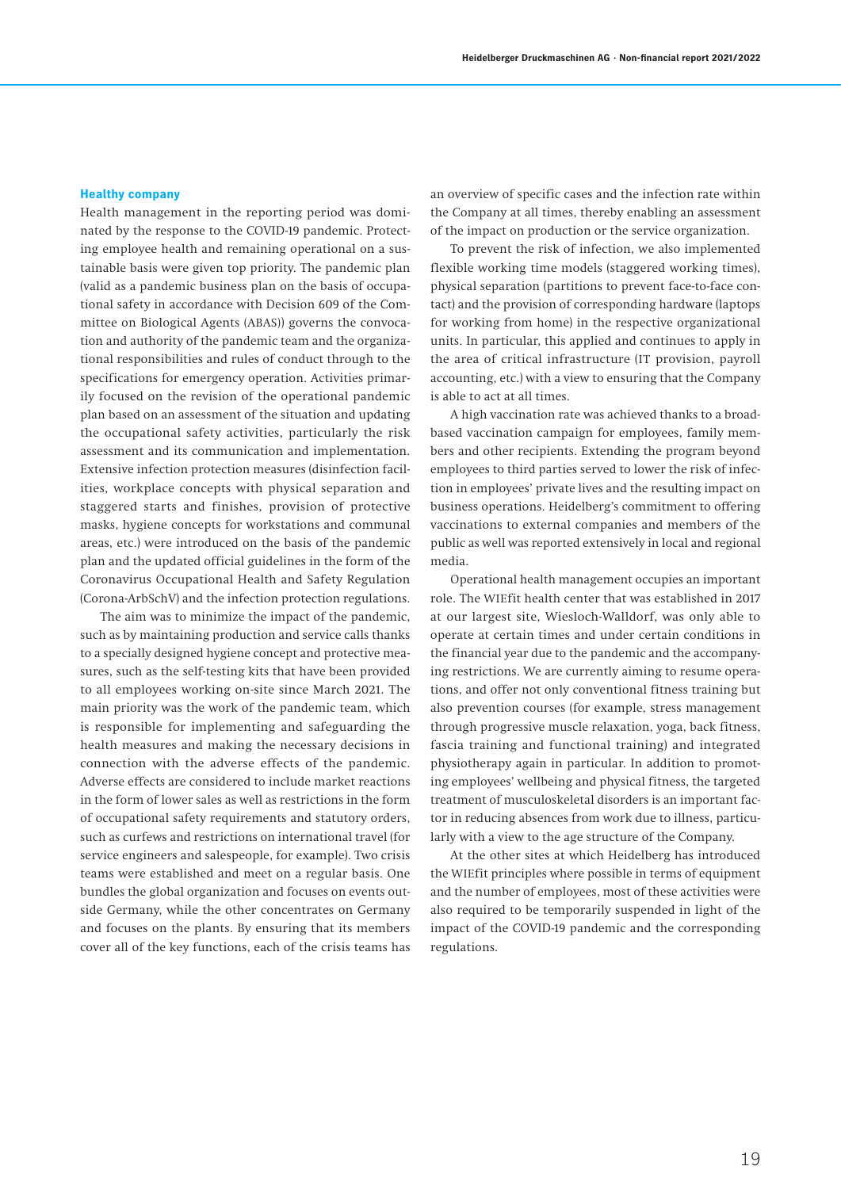### Healthy company

Health management in the reporting period was dominated by the response to the COVID-19 pandemic. Protecting employee health and remaining operational on a sustainable basis were given top priority. The pandemic plan (valid as a pandemic business plan on the basis of occupational safety in accordance with Decision 609 of the Committee on Biological Agents (ABAS)) governs the convocation and authority of the pandemic team and the organizational responsibilities and rules of conduct through to the specifications for emergency operation. Activities primarily focused on the revision of the operational pandemic plan based on an assessment of the situation and updating the occupational safety activities, particularly the risk assessment and its communication and implementation. Extensive infection protection measures (disinfection facilities, workplace concepts with physical separation and staggered starts and finishes, provision of protective masks, hygiene concepts for workstations and communal areas, etc.) were introduced on the basis of the pandemic plan and the updated official guidelines in the form of the Coronavirus Occupational Health and Safety Regulation (Corona-ArbSchV) and the infection protection regulations.

The aim was to minimize the impact of the pandemic, such as by maintaining production and service calls thanks to a specially designed hygiene concept and protective measures, such as the self-testing kits that have been provided to all employees working on-site since March 2021. The main priority was the work of the pandemic team, which is responsible for implementing and safeguarding the health measures and making the necessary decisions in connection with the adverse effects of the pandemic. Adverse effects are considered to include market reactions in the form of lower sales as well as restrictions in the form of occupational safety requirements and statutory orders, such as curfews and restrictions on international travel (for service engineers and salespeople, for example). Two crisis teams were established and meet on a regular basis. One bundles the global organization and focuses on events outside Germany, while the other concentrates on Germany and focuses on the plants. By ensuring that its members cover all of the key functions, each of the crisis teams has an overview of specific cases and the infection rate within the Company at all times, thereby enabling an assessment of the impact on production or the service organization.

To prevent the risk of infection, we also implemented flexible working time models (staggered working times), physical separation (partitions to prevent face-to-face contact) and the provision of corresponding hardware (laptops for working from home) in the respective organizational units. In particular, this applied and continues to apply in the area of critical infrastructure (IT provision, payroll accounting, etc.) with a view to ensuring that the Company is able to act at all times.

A high vaccination rate was achieved thanks to a broad-based vaccination campaign for employees, family members and other recipients. Extending the program beyond employees to third parties served to lower the risk of infection in employees' private lives and the resulting impact on business operations. Heidelberg's commitment to offering vaccinations to external companies and members of the public as well was reported extensively in local and regional media.

Operational health management occupies an important role. The WIEfit health center that was established in 2017 at our largest site, Wiesloch-Walldorf, was only able to operate at certain times and under certain conditions in the financial year due to the pandemic and the accompanying restrictions. We are currently aiming to resume operations, and offer not only conventional fitness training but also prevention courses (for example, stress management through progressive muscle relaxation, yoga, back fitness, fascia training and functional training) and integrated physiotherapy again in particular. In addition to promoting employees' wellbeing and physical fitness, the targeted treatment of musculoskeletal disorders is an important factor in reducing absences from work due to illness, particularly with a view to the age structure of the Company.

At the other sites at which Heidelberg has introduced the WIEfit principles where possible in terms of equipment and the number of employees, most of these activities were also required to be temporarily suspended in light of the impact of the COVID-19 pandemic and the corresponding regulations.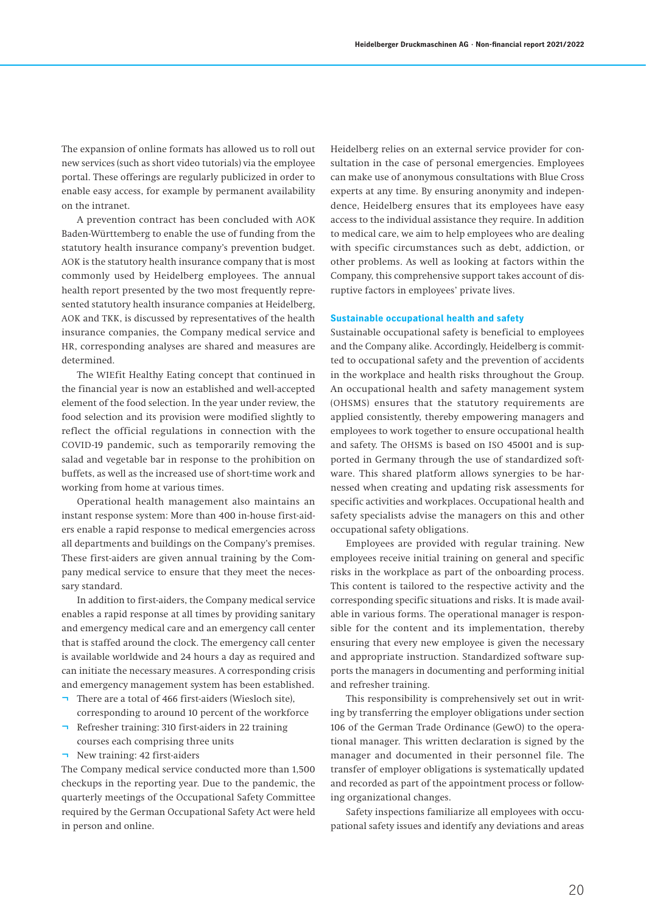The expansion of online formats has allowed us to roll out new services (such as short video tutorials) via the employee portal. These offerings are regularly publicized in order to enable easy access, for example by permanent availability on the intranet.

A prevention contract has been concluded with AOK Baden-Württemberg to enable the use of funding from the statutory health insurance company's prevention budget. AOK is the statutory health insurance company that is most commonly used by Heidelberg employees. The annual health report presented by the two most frequently represented statutory health insurance companies at Heidelberg, AOK and TKK, is discussed by representatives of the health insurance companies, the Company medical service and HR, corresponding analyses are shared and measures are determined.

The WIEfit Healthy Eating concept that continued in the financial year is now an established and well-accepted element of the food selection. In the year under review, the food selection and its provision were modified slightly to reflect the official regulations in connection with the COVID-19 pandemic, such as temporarily removing the salad and vegetable bar in response to the prohibition on buffets, as well as the increased use of short-time work and working from home at various times.

Operational health management also maintains an instant response system: More than 400 in-house first-aiders enable a rapid response to medical emergencies across all departments and buildings on the Company's premises. These first-aiders are given annual training by the Company medical service to ensure that they meet the necessary standard.

In addition to first-aiders, the Company medical service enables a rapid response at all times by providing sanitary and emergency medical care and an emergency call center that is staffed around the clock. The emergency call center is available worldwide and 24 hours a day as required and can initiate the necessary measures. A corresponding crisis and emergency management system has been established.

- There are a total of 466 first-aiders (Wiesloch site), corresponding to around 10 percent of the workforce
- Refresher training: 310 first-aiders in 22 training courses each comprising three units
- New training: 42 first-aiders

The Company medical service conducted more than 1,500 checkups in the reporting year. Due to the pandemic, the quarterly meetings of the Occupational Safety Committee required by the German Occupational Safety Act were held in person and online.

Heidelberg relies on an external service provider for consultation in the case of personal emergencies. Employees can make use of anonymous consultations with Blue Cross experts at any time. By ensuring anonymity and independence, Heidelberg ensures that its employees have easy access to the individual assistance they require. In addition to medical care, we aim to help employees who are dealing with specific circumstances such as debt, addiction, or other problems. As well as looking at factors within the Company, this comprehensive support takes account of disruptive factors in employees' private lives.

### Sustainable occupational health and safety

Sustainable occupational safety is beneficial to employees and the Company alike. Accordingly, Heidelberg is committed to occupational safety and the prevention of accidents in the workplace and health risks throughout the Group. An occupational health and safety management system (OHSMS) ensures that the statutory requirements are applied consistently, thereby empowering managers and employees to work together to ensure occupational health and safety. The OHSMS is based on ISO 45001 and is supported in Germany through the use of standardized software. This shared platform allows synergies to be harnessed when creating and updating risk assessments for specific activities and workplaces. Occupational health and safety specialists advise the managers on this and other occupational safety obligations.

Employees are provided with regular training. New employees receive initial training on general and specific risks in the workplace as part of the onboarding process. This content is tailored to the respective activity and the corresponding specific situations and risks. It is made available in various forms. The operational manager is responsible for the content and its implementation, thereby ensuring that every new employee is given the necessary and appropriate instruction. Standardized software supports the managers in documenting and performing initial and refresher training.

This responsibility is comprehensively set out in writing by transferring the employer obligations under section 106 of the German Trade Ordinance (GewO) to the operational manager. This written declaration is signed by the manager and documented in their personnel file. The transfer of employer obligations is systematically updated and recorded as part of the appointment process or following organizational changes.

Safety inspections familiarize all employees with occupational safety issues and identify any deviations and areas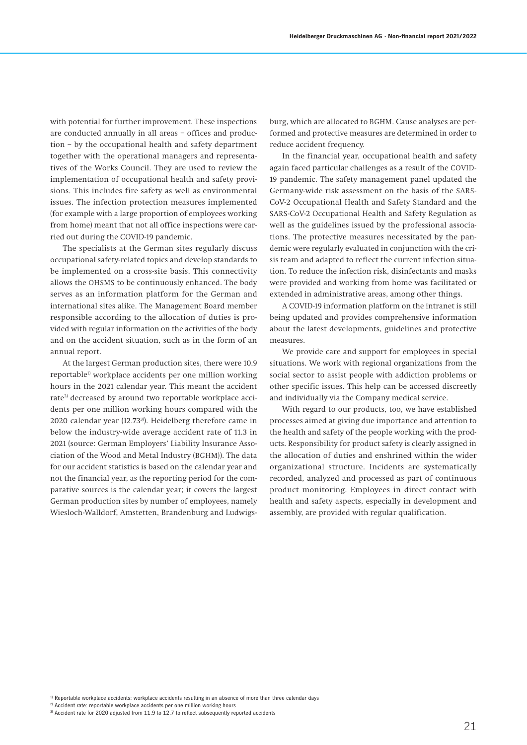with potential for further improvement. These inspections are conducted annually in all areas – offices and production – by the occupational health and safety department together with the operational managers and representatives of the Works Council. They are used to review the implementation of occupational health and safety provisions. This includes fire safety as well as environmental issues. The infection protection measures implemented (for example with a large proportion of employees working from home) meant that not all office inspections were carried out during the COVID-19 pandemic.

The specialists at the German sites regularly discuss occupational safety-related topics and develop standards to be implemented on a cross-site basis. This connectivity allows the OHSMS to be continuously enhanced. The body serves as an information platform for the German and international sites alike. The Management Board member responsible according to the allocation of duties is provided with regular information on the activities of the body and on the accident situation, such as in the form of an annual report.

At the largest German production sites, there were 10.9 reportable[1] workplace accidents per one million working hours in the 2021 calendar year. This meant the accident rate[2] decreased by around two reportable workplace accidents per one million working hours compared with the 2020 calendar year (12.73[3]). Heidelberg therefore came in below the industry-wide average accident rate of 11.3 in 2021 (source: German Employers' Liability Insurance Association of the Wood and Metal Industry (BGHM)). The data for our accident statistics is based on the calendar year and not the financial year, as the reporting period for the comparative sources is the calendar year; it covers the largest German production sites by number of employees, namely Wiesloch-Walldorf, Amstetten, Brandenburg and Ludwigsburg, which are allocated to BGHM. Cause analyses are performed and protective measures are determined in order to reduce accident frequency.

In the financial year, occupational health and safety again faced particular challenges as a result of the COVID-19 pandemic. The safety management panel updated the Germany-wide risk assessment on the basis of the SARS-CoV-2 Occupational Health and Safety Standard and the SARS-CoV-2 Occupational Health and Safety Regulation as well as the guidelines issued by the professional associations. The protective measures necessitated by the pandemic were regularly evaluated in conjunction with the crisis team and adapted to reflect the current infection situation. To reduce the infection risk, disinfectants and masks were provided and working from home was facilitated or extended in administrative areas, among other things.

A COVID-19 information platform on the intranet is still being updated and provides comprehensive information about the latest developments, guidelines and protective measures.

We provide care and support for employees in special situations. We work with regional organizations from the social sector to assist people with addiction problems or other specific issues. This help can be accessed discreetly and individually via the Company medical service.

With regard to our products, too, we have established processes aimed at giving due importance and attention to the health and safety of the people working with the products. Responsibility for product safety is clearly assigned in the allocation of duties and enshrined within the wider organizational structure. Incidents are systematically recorded, analyzed and processed as part of continuous product monitoring. Employees in direct contact with health and safety aspects, especially in development and assembly, are provided with regular qualification.

[1] Reportable workplace accidents: workplace accidents resulting in an absence of more than three calendar days

[2] Accident rate: reportable workplace accidents per one million working hours

[3] Accident rate for 2020 adjusted from 11.9 to 12.7 to reflect subsequently reported accidents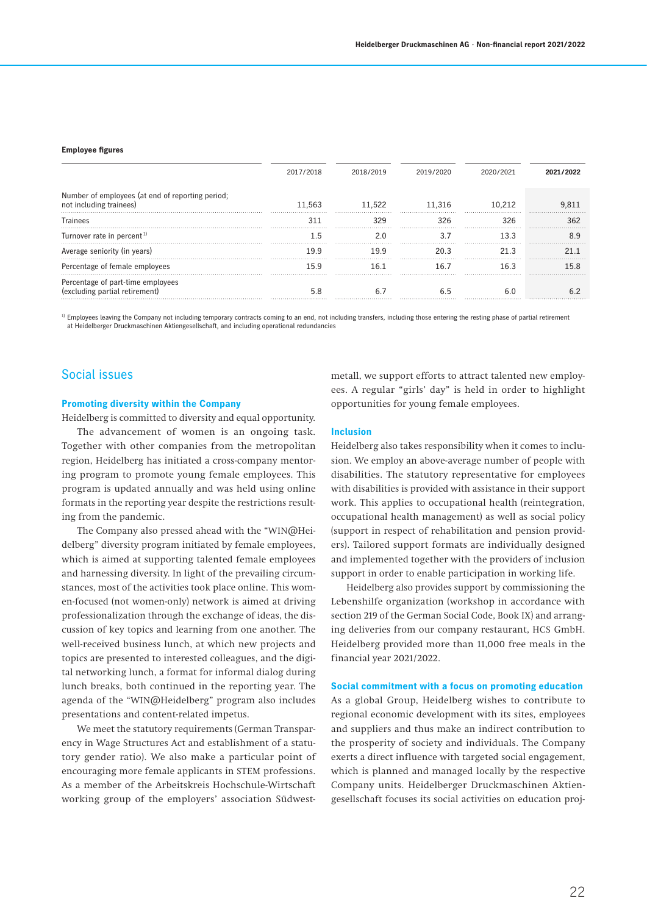**Employee figures**

| | 2017/2018 | 2018/2019 | 2019/2020 | 2020/2021 | **2021/2022** |
|---|---|---|---|---|---|
| Number of employees (at end of reporting period; not including trainees) | 11,563 | 11,522 | 11,316 | 10,212 | 9,811 |
| Trainees | 311 | 329 | 326 | 326 | 362 |
| Turnover rate in percent[1] | 1.5 | 2.0 | 3.7 | 13.3 | 8.9 |
| Average seniority (in years) | 19.9 | 19.9 | 20.3 | 21.3 | 21.1 |
| Percentage of female employees | 15.9 | 16.1 | 16.7 | 16.3 | 15.8 |
| Percentage of part-time employees (excluding partial retirement) | 5.8 | 6.7 | 6.5 | 6.0 | 6.2 |

[1] Employees leaving the Company not including temporary contracts coming to an end, not including transfers, including those entering the resting phase of partial retirement at Heidelberger Druckmaschinen Aktiengesellschaft, and including operational redundancies

## Social issues

### Promoting diversity within the Company

Heidelberg is committed to diversity and equal opportunity.

The advancement of women is an ongoing task. Together with other companies from the metropolitan region, Heidelberg has initiated a cross-company mentoring program to promote young female employees. This program is updated annually and was held using online formats in the reporting year despite the restrictions resulting from the pandemic.

The Company also pressed ahead with the "WIN@Heidelberg" diversity program initiated by female employees, which is aimed at supporting talented female employees and harnessing diversity. In light of the prevailing circumstances, most of the activities took place online. This women-focused (not women-only) network is aimed at driving professionalization through the exchange of ideas, the discussion of key topics and learning from one another. The well-received business lunch, at which new projects and topics are presented to interested colleagues, and the digital networking lunch, a format for informal dialog during lunch breaks, both continued in the reporting year. The agenda of the "WIN@Heidelberg" program also includes presentations and content-related impetus.

We meet the statutory requirements (German Transparency in Wage Structures Act and establishment of a statutory gender ratio). We also make a particular point of encouraging more female applicants in STEM professions. As a member of the Arbeitskreis Hochschule-Wirtschaft working group of the employers' association Südwestmetall, we support efforts to attract talented new employees. A regular "girls' day" is held in order to highlight opportunities for young female employees.

### Inclusion

Heidelberg also takes responsibility when it comes to inclusion. We employ an above-average number of people with disabilities. The statutory representative for employees with disabilities is provided with assistance in their support work. This applies to occupational health (reintegration, occupational health management) as well as social policy (support in respect of rehabilitation and pension providers). Tailored support formats are individually designed and implemented together with the providers of inclusion support in order to enable participation in working life.

Heidelberg also provides support by commissioning the Lebenshilfe organization (workshop in accordance with section 219 of the German Social Code, Book IX) and arranging deliveries from our company restaurant, HCS GmbH. Heidelberg provided more than 11,000 free meals in the financial year 2021/2022.

### Social commitment with a focus on promoting education

As a global Group, Heidelberg wishes to contribute to regional economic development with its sites, employees and suppliers and thus make an indirect contribution to the prosperity of society and individuals. The Company exerts a direct influence with targeted social engagement, which is planned and managed locally by the respective Company units. Heidelberger Druckmaschinen Aktiengesellschaft focuses its social activities on education proj-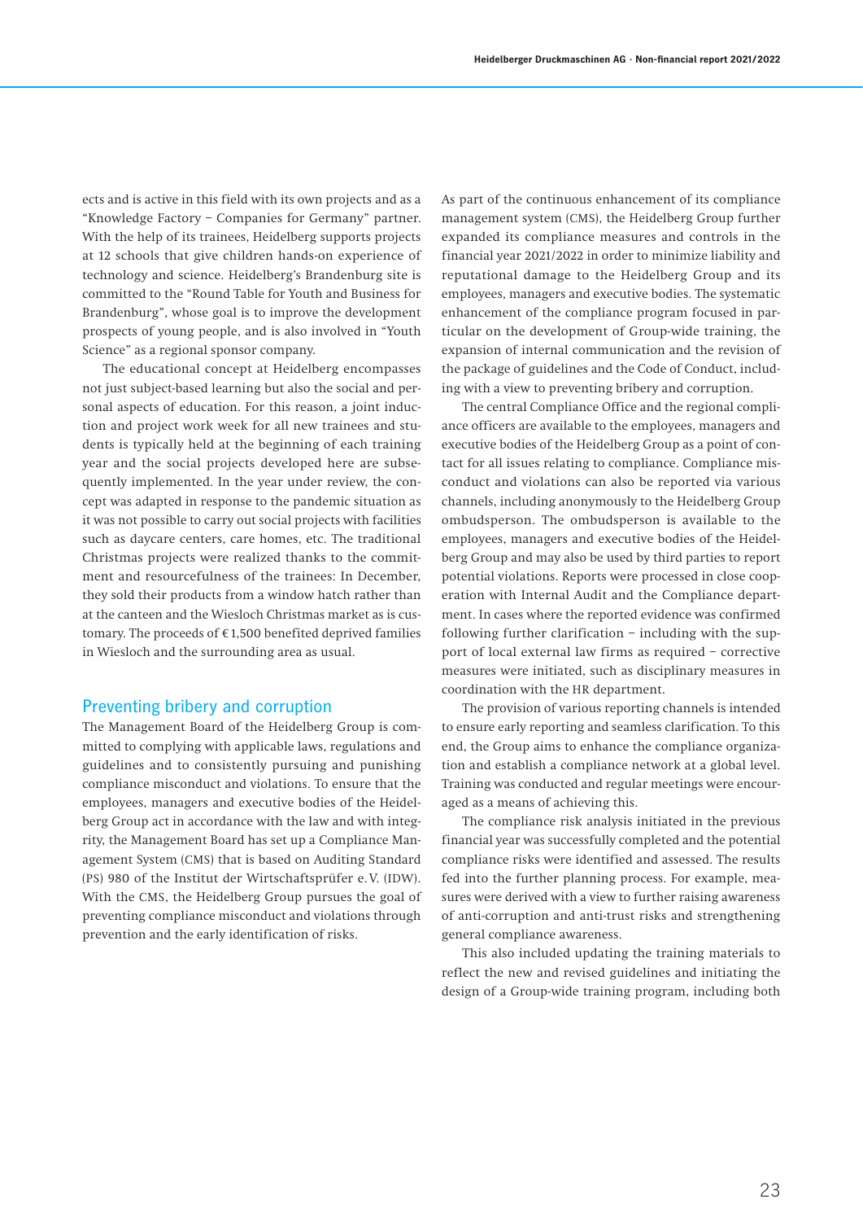ects and is active in this field with its own projects and as a "Knowledge Factory – Companies for Germany" partner. With the help of its trainees, Heidelberg supports projects at 12 schools that give children hands-on experience of technology and science. Heidelberg's Brandenburg site is committed to the "Round Table for Youth and Business for Brandenburg", whose goal is to improve the development prospects of young people, and is also involved in "Youth Science" as a regional sponsor company.

The educational concept at Heidelberg encompasses not just subject-based learning but also the social and personal aspects of education. For this reason, a joint induction and project work week for all new trainees and students is typically held at the beginning of each training year and the social projects developed here are subsequently implemented. In the year under review, the concept was adapted in response to the pandemic situation as it was not possible to carry out social projects with facilities such as daycare centers, care homes, etc. The traditional Christmas projects were realized thanks to the commitment and resourcefulness of the trainees: In December, they sold their products from a window hatch rather than at the canteen and the Wiesloch Christmas market as is customary. The proceeds of € 1,500 benefited deprived families in Wiesloch and the surrounding area as usual.

## Preventing bribery and corruption

The Management Board of the Heidelberg Group is committed to complying with applicable laws, regulations and guidelines and to consistently pursuing and punishing compliance misconduct and violations. To ensure that the employees, managers and executive bodies of the Heidelberg Group act in accordance with the law and with integrity, the Management Board has set up a Compliance Management System (CMS) that is based on Auditing Standard (PS) 980 of the Institut der Wirtschaftsprüfer e.V. (IDW). With the CMS, the Heidelberg Group pursues the goal of preventing compliance misconduct and violations through prevention and the early identification of risks.

As part of the continuous enhancement of its compliance management system (CMS), the Heidelberg Group further expanded its compliance measures and controls in the financial year 2021/2022 in order to minimize liability and reputational damage to the Heidelberg Group and its employees, managers and executive bodies. The systematic enhancement of the compliance program focused in particular on the development of Group-wide training, the expansion of internal communication and the revision of the package of guidelines and the Code of Conduct, including with a view to preventing bribery and corruption.

The central Compliance Office and the regional compliance officers are available to the employees, managers and executive bodies of the Heidelberg Group as a point of contact for all issues relating to compliance. Compliance misconduct and violations can also be reported via various channels, including anonymously to the Heidelberg Group ombudsperson. The ombudsperson is available to the employees, managers and executive bodies of the Heidelberg Group and may also be used by third parties to report potential violations. Reports were processed in close cooperation with Internal Audit and the Compliance department. In cases where the reported evidence was confirmed following further clarification – including with the support of local external law firms as required – corrective measures were initiated, such as disciplinary measures in coordination with the HR department.

The provision of various reporting channels is intended to ensure early reporting and seamless clarification. To this end, the Group aims to enhance the compliance organization and establish a compliance network at a global level. Training was conducted and regular meetings were encouraged as a means of achieving this.

The compliance risk analysis initiated in the previous financial year was successfully completed and the potential compliance risks were identified and assessed. The results fed into the further planning process. For example, measures were derived with a view to further raising awareness of anti-corruption and anti-trust risks and strengthening general compliance awareness.

This also included updating the training materials to reflect the new and revised guidelines and initiating the design of a Group-wide training program, including both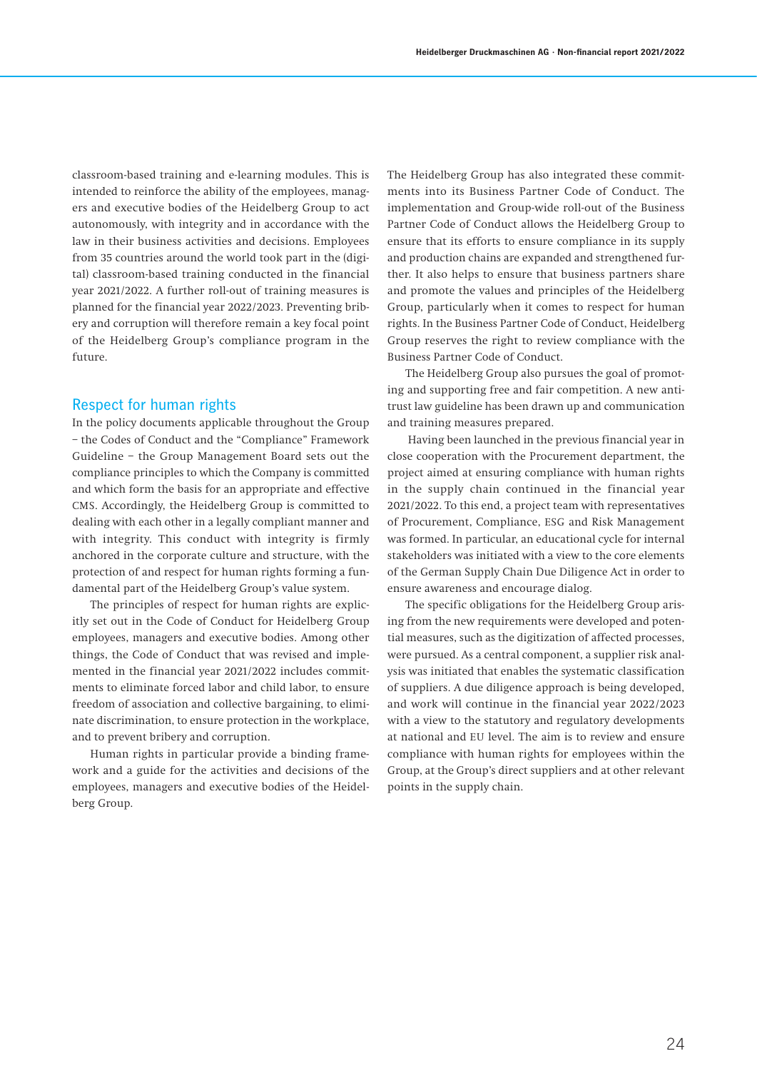classroom-based training and e-learning modules. This is intended to reinforce the ability of the employees, managers and executive bodies of the Heidelberg Group to act autonomously, with integrity and in accordance with the law in their business activities and decisions. Employees from 35 countries around the world took part in the (digital) classroom-based training conducted in the financial year 2021/2022. A further roll-out of training measures is planned for the financial year 2022/2023. Preventing bribery and corruption will therefore remain a key focal point of the Heidelberg Group's compliance program in the future.

## Respect for human rights

In the policy documents applicable throughout the Group – the Codes of Conduct and the "Compliance" Framework Guideline – the Group Management Board sets out the compliance principles to which the Company is committed and which form the basis for an appropriate and effective CMS. Accordingly, the Heidelberg Group is committed to dealing with each other in a legally compliant manner and with integrity. This conduct with integrity is firmly anchored in the corporate culture and structure, with the protection of and respect for human rights forming a fundamental part of the Heidelberg Group's value system.

The principles of respect for human rights are explicitly set out in the Code of Conduct for Heidelberg Group employees, managers and executive bodies. Among other things, the Code of Conduct that was revised and implemented in the financial year 2021/2022 includes commitments to eliminate forced labor and child labor, to ensure freedom of association and collective bargaining, to eliminate discrimination, to ensure protection in the workplace, and to prevent bribery and corruption.

Human rights in particular provide a binding framework and a guide for the activities and decisions of the employees, managers and executive bodies of the Heidelberg Group.

The Heidelberg Group has also integrated these commitments into its Business Partner Code of Conduct. The implementation and Group-wide roll-out of the Business Partner Code of Conduct allows the Heidelberg Group to ensure that its efforts to ensure compliance in its supply and production chains are expanded and strengthened further. It also helps to ensure that business partners share and promote the values and principles of the Heidelberg Group, particularly when it comes to respect for human rights. In the Business Partner Code of Conduct, Heidelberg Group reserves the right to review compliance with the Business Partner Code of Conduct.

The Heidelberg Group also pursues the goal of promoting and supporting free and fair competition. A new antitrust law guideline has been drawn up and communication and training measures prepared.

Having been launched in the previous financial year in close cooperation with the Procurement department, the project aimed at ensuring compliance with human rights in the supply chain continued in the financial year 2021/2022. To this end, a project team with representatives of Procurement, Compliance, ESG and Risk Management was formed. In particular, an educational cycle for internal stakeholders was initiated with a view to the core elements of the German Supply Chain Due Diligence Act in order to ensure awareness and encourage dialog.

The specific obligations for the Heidelberg Group arising from the new requirements were developed and potential measures, such as the digitization of affected processes, were pursued. As a central component, a supplier risk analysis was initiated that enables the systematic classification of suppliers. A due diligence approach is being developed, and work will continue in the financial year 2022/2023 with a view to the statutory and regulatory developments at national and EU level. The aim is to review and ensure compliance with human rights for employees within the Group, at the Group's direct suppliers and at other relevant points in the supply chain.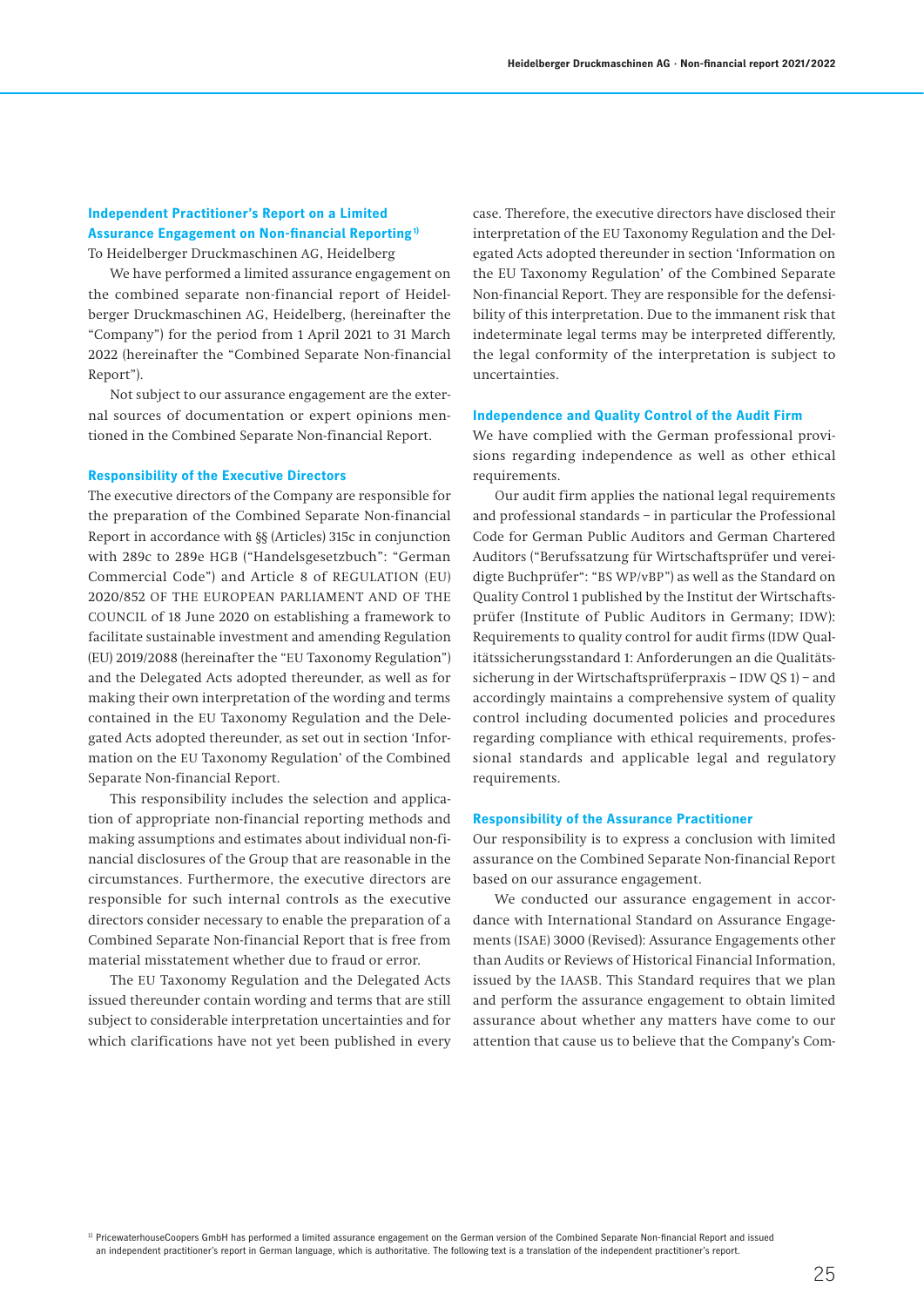## Independent Practitioner's Report on a Limited Assurance Engagement on Non-financial Reporting[1]

To Heidelberger Druckmaschinen AG, Heidelberg

We have performed a limited assurance engagement on the combined separate non-financial report of Heidelberger Druckmaschinen AG, Heidelberg, (hereinafter the "Company") for the period from 1 April 2021 to 31 March 2022 (hereinafter the "Combined Separate Non-financial Report").

Not subject to our assurance engagement are the external sources of documentation or expert opinions mentioned in the Combined Separate Non-financial Report.

### Responsibility of the Executive Directors

The executive directors of the Company are responsible for the preparation of the Combined Separate Non-financial Report in accordance with §§ (Articles) 315c in conjunction with 289c to 289e HGB ("Handelsgesetzbuch": "German Commercial Code") and Article 8 of REGULATION (EU) 2020/852 OF THE EUROPEAN PARLIAMENT AND OF THE COUNCIL of 18 June 2020 on establishing a framework to facilitate sustainable investment and amending Regulation (EU) 2019/2088 (hereinafter the "EU Taxonomy Regulation") and the Delegated Acts adopted thereunder, as well as for making their own interpretation of the wording and terms contained in the EU Taxonomy Regulation and the Delegated Acts adopted thereunder, as set out in section 'Information on the EU Taxonomy Regulation' of the Combined Separate Non-financial Report.

This responsibility includes the selection and application of appropriate non-financial reporting methods and making assumptions and estimates about individual non-financial disclosures of the Group that are reasonable in the circumstances. Furthermore, the executive directors are responsible for such internal controls as the executive directors consider necessary to enable the preparation of a Combined Separate Non-financial Report that is free from material misstatement whether due to fraud or error.

The EU Taxonomy Regulation and the Delegated Acts issued thereunder contain wording and terms that are still subject to considerable interpretation uncertainties and for which clarifications have not yet been published in every case. Therefore, the executive directors have disclosed their interpretation of the EU Taxonomy Regulation and the Delegated Acts adopted thereunder in section 'Information on the EU Taxonomy Regulation' of the Combined Separate Non-financial Report. They are responsible for the defensibility of this interpretation. Due to the immanent risk that indeterminate legal terms may be interpreted differently, the legal conformity of the interpretation is subject to uncertainties.

### Independence and Quality Control of the Audit Firm

We have complied with the German professional provisions regarding independence as well as other ethical requirements.

Our audit firm applies the national legal requirements and professional standards – in particular the Professional Code for German Public Auditors and German Chartered Auditors ("Berufssatzung für Wirtschaftsprüfer und vereidigte Buchprüfer": "BS WP/vBP") as well as the Standard on Quality Control 1 published by the Institut der Wirtschaftsprüfer (Institute of Public Auditors in Germany; IDW): Requirements to quality control for audit firms (IDW Qualitätssicherungsstandard 1: Anforderungen an die Qualitätssicherung in der Wirtschaftsprüferpraxis – IDW QS 1) – and accordingly maintains a comprehensive system of quality control including documented policies and procedures regarding compliance with ethical requirements, professional standards and applicable legal and regulatory requirements.

### Responsibility of the Assurance Practitioner

Our responsibility is to express a conclusion with limited assurance on the Combined Separate Non-financial Report based on our assurance engagement.

We conducted our assurance engagement in accordance with International Standard on Assurance Engagements (ISAE) 3000 (Revised): Assurance Engagements other than Audits or Reviews of Historical Financial Information, issued by the IAASB. This Standard requires that we plan and perform the assurance engagement to obtain limited assurance about whether any matters have come to our attention that cause us to believe that the Company's Com-

[1] PricewaterhouseCoopers GmbH has performed a limited assurance engagement on the German version of the Combined Separate Non-financial Report and issued an independent practitioner's report in German language, which is authoritative. The following text is a translation of the independent practitioner's report.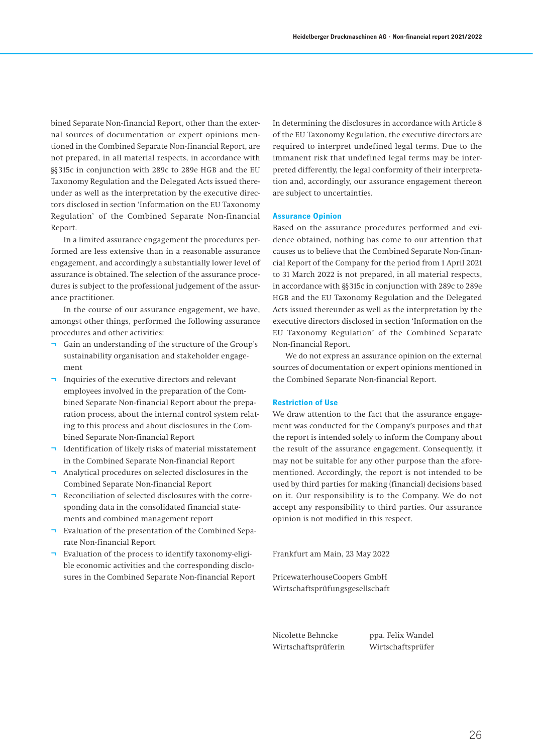bined Separate Non-financial Report, other than the external sources of documentation or expert opinions mentioned in the Combined Separate Non-financial Report, are not prepared, in all material respects, in accordance with §§315c in conjunction with 289c to 289e HGB and the EU Taxonomy Regulation and the Delegated Acts issued thereunder as well as the interpretation by the executive directors disclosed in section 'Information on the EU Taxonomy Regulation' of the Combined Separate Non-financial Report.

In a limited assurance engagement the procedures performed are less extensive than in a reasonable assurance engagement, and accordingly a substantially lower level of assurance is obtained. The selection of the assurance procedures is subject to the professional judgement of the assurance practitioner.

In the course of our assurance engagement, we have, amongst other things, performed the following assurance procedures and other activities:

- Gain an understanding of the structure of the Group's sustainability organisation and stakeholder engagement
- Inquiries of the executive directors and relevant employees involved in the preparation of the Combined Separate Non-financial Report about the preparation process, about the internal control system relating to this process and about disclosures in the Combined Separate Non-financial Report
- Identification of likely risks of material misstatement in the Combined Separate Non-financial Report
- Analytical procedures on selected disclosures in the Combined Separate Non-financial Report
- Reconciliation of selected disclosures with the corresponding data in the consolidated financial statements and combined management report
- Evaluation of the presentation of the Combined Separate Non-financial Report
- Evaluation of the process to identify taxonomy-eligible economic activities and the corresponding disclosures in the Combined Separate Non-financial Report

In determining the disclosures in accordance with Article 8 of the EU Taxonomy Regulation, the executive directors are required to interpret undefined legal terms. Due to the immanent risk that undefined legal terms may be interpreted differently, the legal conformity of their interpretation and, accordingly, our assurance engagement thereon are subject to uncertainties.

### Assurance Opinion

Based on the assurance procedures performed and evidence obtained, nothing has come to our attention that causes us to believe that the Combined Separate Non-financial Report of the Company for the period from 1 April 2021 to 31 March 2022 is not prepared, in all material respects, in accordance with §§315c in conjunction with 289c to 289e HGB and the EU Taxonomy Regulation and the Delegated Acts issued thereunder as well as the interpretation by the executive directors disclosed in section 'Information on the EU Taxonomy Regulation' of the Combined Separate Non-financial Report.

We do not express an assurance opinion on the external sources of documentation or expert opinions mentioned in the Combined Separate Non-financial Report.

### Restriction of Use

We draw attention to the fact that the assurance engagement was conducted for the Company's purposes and that the report is intended solely to inform the Company about the result of the assurance engagement. Consequently, it may not be suitable for any other purpose than the aforementioned. Accordingly, the report is not intended to be used by third parties for making (financial) decisions based on it. Our responsibility is to the Company. We do not accept any responsibility to third parties. Our assurance opinion is not modified in this respect.

Frankfurt am Main, 23 May 2022

PricewaterhouseCoopers GmbH
Wirtschaftsprüfungsgesellschaft

Nicolette Behncke
Wirtschaftsprüferin

ppa. Felix Wandel
Wirtschaftsprüfer